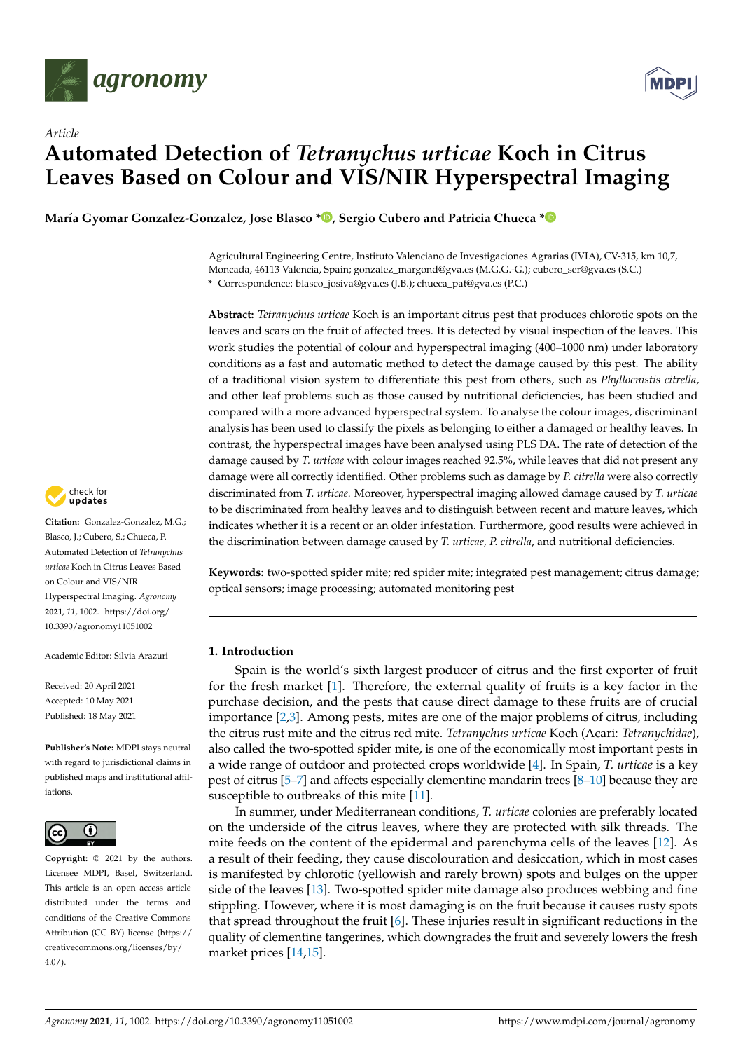*Article*

# Automated Detection of *Tetranychus urticae* Koch in Citrus Leaves Based on Colour and VIS/NIR Hyperspectral Imaging

**María Gyomar Gonzalez-Gonzalez, Jose Blasco \*, Sergio Cubero and Patricia Chueca \***

Agricultural Engineering Centre, Instituto Valenciano de Investigaciones Agrarias (IVIA), CV-315, km 10,7, Moncada, 46113 Valencia, Spain; gonzalez_margond@gva.es (M.G.G.-G.); cubero_ser@gva.es (S.C.)
\* Correspondence: blasco_josiva@gva.es (J.B.); chueca_pat@gva.es (P.C.)

**Abstract:** *Tetranychus urticae* Koch is an important citrus pest that produces chlorotic spots on the leaves and scars on the fruit of affected trees. It is detected by visual inspection of the leaves. This work studies the potential of colour and hyperspectral imaging (400–1000 nm) under laboratory conditions as a fast and automatic method to detect the damage caused by this pest. The ability of a traditional vision system to differentiate this pest from others, such as *Phyllocnistis citrella*, and other leaf problems such as those caused by nutritional deficiencies, has been studied and compared with a more advanced hyperspectral system. To analyse the colour images, discriminant analysis has been used to classify the pixels as belonging to either a damaged or healthy leaves. In contrast, the hyperspectral images have been analysed using PLS DA. The rate of detection of the damage caused by *T. urticae* with colour images reached 92.5%, while leaves that did not present any damage were all correctly identified. Other problems such as damage by *P. citrella* were also correctly discriminated from *T. urticae*. Moreover, hyperspectral imaging allowed damage caused by *T. urticae* to be discriminated from healthy leaves and to distinguish between recent and mature leaves, which indicates whether it is a recent or an older infestation. Furthermore, good results were achieved in the discrimination between damage caused by *T. urticae, P. citrella*, and nutritional deficiencies.

**Keywords:** two-spotted spider mite; red spider mite; integrated pest management; citrus damage; optical sensors; image processing; automated monitoring pest

**Citation:** Gonzalez-Gonzalez, M.G.; Blasco, J.; Cubero, S.; Chueca, P. Automated Detection of *Tetranychus urticae* Koch in Citrus Leaves Based on Colour and VIS/NIR Hyperspectral Imaging. *Agronomy* **2021**, *11*, 1002. https://doi.org/10.3390/agronomy11051002

Academic Editor: Silvia Arazuri

Received: 20 April 2021
Accepted: 10 May 2021
Published: 18 May 2021

**Publisher's Note:** MDPI stays neutral with regard to jurisdictional claims in published maps and institutional affiliations.

**Copyright:** © 2021 by the authors. Licensee MDPI, Basel, Switzerland. This article is an open access article distributed under the terms and conditions of the Creative Commons Attribution (CC BY) license (https://creativecommons.org/licenses/by/4.0/).

## 1. Introduction

Spain is the world's sixth largest producer of citrus and the first exporter of fruit for the fresh market [1]. Therefore, the external quality of fruits is a key factor in the purchase decision, and the pests that cause direct damage to these fruits are of crucial importance [2,3]. Among pests, mites are one of the major problems of citrus, including the citrus rust mite and the citrus red mite. *Tetranychus urticae* Koch (Acari: *Tetranychidae*), also called the two-spotted spider mite, is one of the economically most important pests in a wide range of outdoor and protected crops worldwide [4]. In Spain, *T. urticae* is a key pest of citrus [5–7] and affects especially clementine mandarin trees [8–10] because they are susceptible to outbreaks of this mite [11].

In summer, under Mediterranean conditions, *T. urticae* colonies are preferably located on the underside of the citrus leaves, where they are protected with silk threads. The mite feeds on the content of the epidermal and parenchyma cells of the leaves [12]. As a result of their feeding, they cause discolouration and desiccation, which in most cases is manifested by chlorotic (yellowish and rarely brown) spots and bulges on the upper side of the leaves [13]. Two-spotted spider mite damage also produces webbing and fine stippling. However, where it is most damaging is on the fruit because it causes rusty spots that spread throughout the fruit [6]. These injuries result in significant reductions in the quality of clementine tangerines, which downgrades the fruit and severely lowers the fresh market prices [14,15].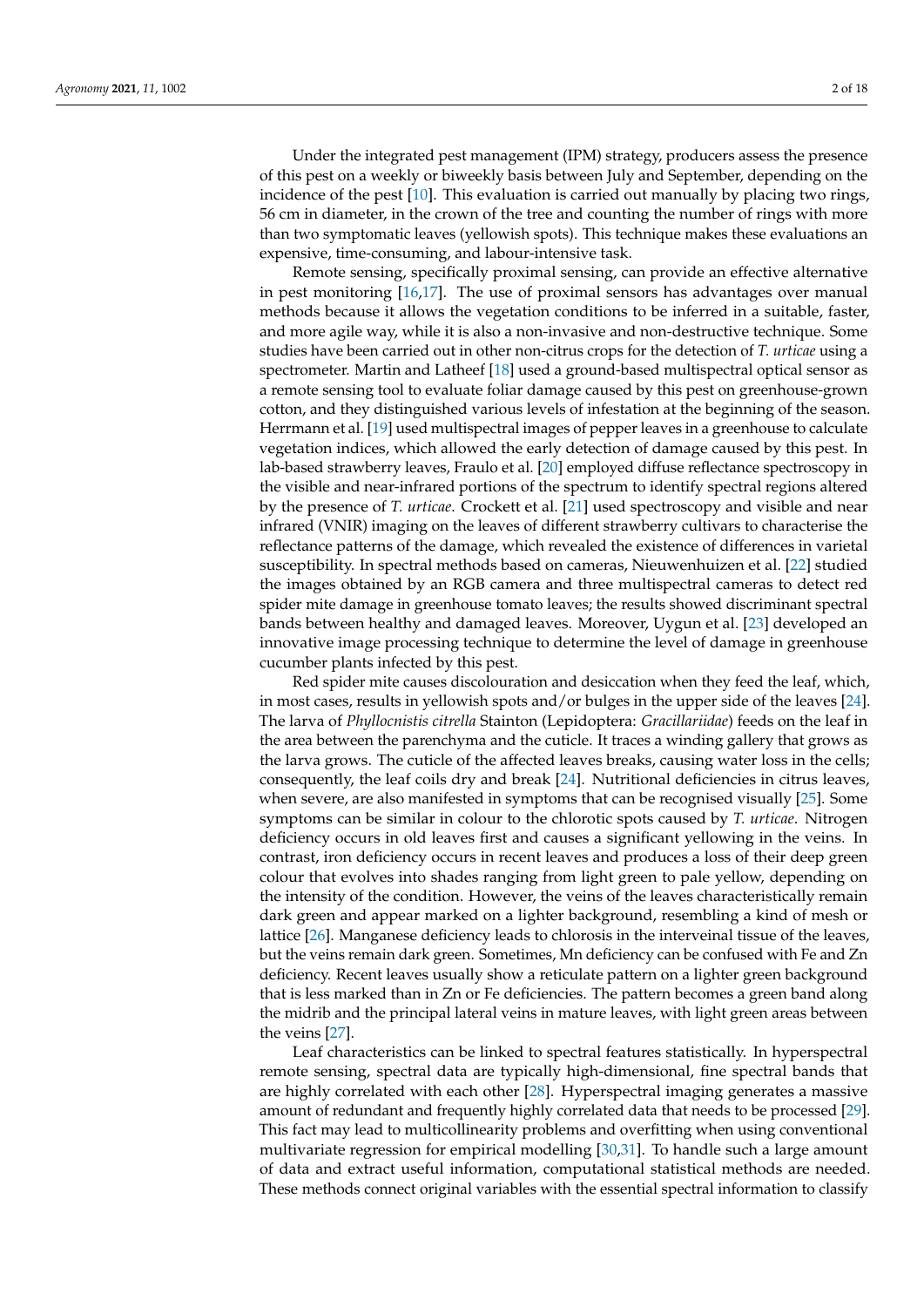Under the integrated pest management (IPM) strategy, producers assess the presence of this pest on a weekly or biweekly basis between July and September, depending on the incidence of the pest [10]. This evaluation is carried out manually by placing two rings, 56 cm in diameter, in the crown of the tree and counting the number of rings with more than two symptomatic leaves (yellowish spots). This technique makes these evaluations an expensive, time-consuming, and labour-intensive task.

Remote sensing, specifically proximal sensing, can provide an effective alternative in pest monitoring [16,17]. The use of proximal sensors has advantages over manual methods because it allows the vegetation conditions to be inferred in a suitable, faster, and more agile way, while it is also a non-invasive and non-destructive technique. Some studies have been carried out in other non-citrus crops for the detection of *T. urticae* using a spectrometer. Martin and Latheef [18] used a ground-based multispectral optical sensor as a remote sensing tool to evaluate foliar damage caused by this pest on greenhouse-grown cotton, and they distinguished various levels of infestation at the beginning of the season. Herrmann et al. [19] used multispectral images of pepper leaves in a greenhouse to calculate vegetation indices, which allowed the early detection of damage caused by this pest. In lab-based strawberry leaves, Fraulo et al. [20] employed diffuse reflectance spectroscopy in the visible and near-infrared portions of the spectrum to identify spectral regions altered by the presence of *T. urticae*. Crockett et al. [21] used spectroscopy and visible and near infrared (VNIR) imaging on the leaves of different strawberry cultivars to characterise the reflectance patterns of the damage, which revealed the existence of differences in varietal susceptibility. In spectral methods based on cameras, Nieuwenhuizen et al. [22] studied the images obtained by an RGB camera and three multispectral cameras to detect red spider mite damage in greenhouse tomato leaves; the results showed discriminant spectral bands between healthy and damaged leaves. Moreover, Uygun et al. [23] developed an innovative image processing technique to determine the level of damage in greenhouse cucumber plants infected by this pest.

Red spider mite causes discolouration and desiccation when they feed the leaf, which, in most cases, results in yellowish spots and/or bulges in the upper side of the leaves [24]. The larva of *Phyllocnistis citrella* Stainton (Lepidoptera: *Gracillariidae*) feeds on the leaf in the area between the parenchyma and the cuticle. It traces a winding gallery that grows as the larva grows. The cuticle of the affected leaves breaks, causing water loss in the cells; consequently, the leaf coils dry and break [24]. Nutritional deficiencies in citrus leaves, when severe, are also manifested in symptoms that can be recognised visually [25]. Some symptoms can be similar in colour to the chlorotic spots caused by *T. urticae*. Nitrogen deficiency occurs in old leaves first and causes a significant yellowing in the veins. In contrast, iron deficiency occurs in recent leaves and produces a loss of their deep green colour that evolves into shades ranging from light green to pale yellow, depending on the intensity of the condition. However, the veins of the leaves characteristically remain dark green and appear marked on a lighter background, resembling a kind of mesh or lattice [26]. Manganese deficiency leads to chlorosis in the interveinal tissue of the leaves, but the veins remain dark green. Sometimes, Mn deficiency can be confused with Fe and Zn deficiency. Recent leaves usually show a reticulate pattern on a lighter green background that is less marked than in Zn or Fe deficiencies. The pattern becomes a green band along the midrib and the principal lateral veins in mature leaves, with light green areas between the veins [27].

Leaf characteristics can be linked to spectral features statistically. In hyperspectral remote sensing, spectral data are typically high-dimensional, fine spectral bands that are highly correlated with each other [28]. Hyperspectral imaging generates a massive amount of redundant and frequently highly correlated data that needs to be processed [29]. This fact may lead to multicollinearity problems and overfitting when using conventional multivariate regression for empirical modelling [30,31]. To handle such a large amount of data and extract useful information, computational statistical methods are needed. These methods connect original variables with the essential spectral information to classify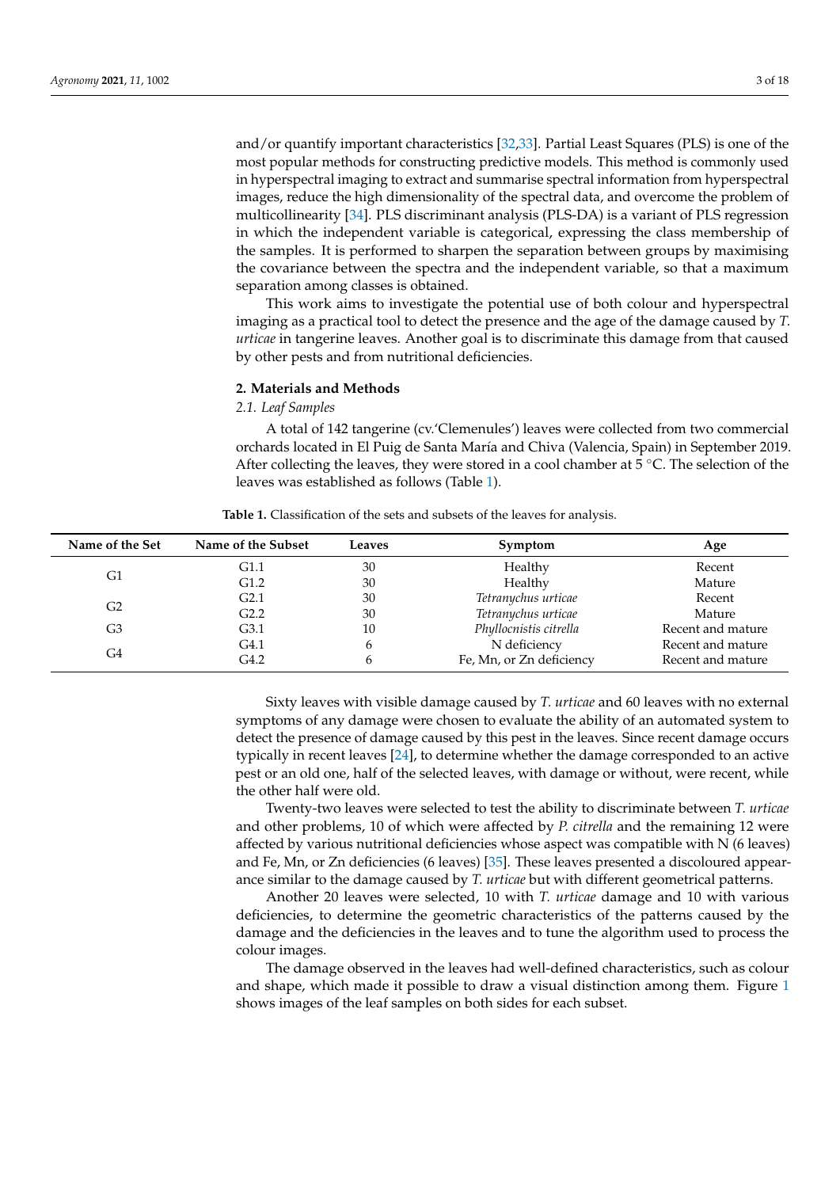and/or quantify important characteristics [32,33]. Partial Least Squares (PLS) is one of the most popular methods for constructing predictive models. This method is commonly used in hyperspectral imaging to extract and summarise spectral information from hyperspectral images, reduce the high dimensionality of the spectral data, and overcome the problem of multicollinearity [34]. PLS discriminant analysis (PLS-DA) is a variant of PLS regression in which the independent variable is categorical, expressing the class membership of the samples. It is performed to sharpen the separation between groups by maximising the covariance between the spectra and the independent variable, so that a maximum separation among classes is obtained.

This work aims to investigate the potential use of both colour and hyperspectral imaging as a practical tool to detect the presence and the age of the damage caused by *T. urticae* in tangerine leaves. Another goal is to discriminate this damage from that caused by other pests and from nutritional deficiencies.

## 2. Materials and Methods

### 2.1. Leaf Samples

A total of 142 tangerine (cv.'Clemenules') leaves were collected from two commercial orchards located in El Puig de Santa María and Chiva (Valencia, Spain) in September 2019. After collecting the leaves, they were stored in a cool chamber at 5 °C. The selection of the leaves was established as follows (Table 1).

**Table 1.** Classification of the sets and subsets of the leaves for analysis.

| Name of the Set | Name of the Subset | Leaves | Symptom | Age |
|---|---|---|---|---|
| G1 | G1.1 | 30 | Healthy | Recent |
| | G1.2 | 30 | Healthy | Mature |
| G2 | G2.1 | 30 | *Tetranychus urticae* | Recent |
| | G2.2 | 30 | *Tetranychus urticae* | Mature |
| G3 | G3.1 | 10 | *Phyllocnistis citrella* | Recent and mature |
| G4 | G4.1 | 6 | N deficiency | Recent and mature |
| | G4.2 | 6 | Fe, Mn, or Zn deficiency | Recent and mature |

Sixty leaves with visible damage caused by *T. urticae* and 60 leaves with no external symptoms of any damage were chosen to evaluate the ability of an automated system to detect the presence of damage caused by this pest in the leaves. Since recent damage occurs typically in recent leaves [24], to determine whether the damage corresponded to an active pest or an old one, half of the selected leaves, with damage or without, were recent, while the other half were old.

Twenty-two leaves were selected to test the ability to discriminate between *T. urticae* and other problems, 10 of which were affected by *P. citrella* and the remaining 12 were affected by various nutritional deficiencies whose aspect was compatible with N (6 leaves) and Fe, Mn, or Zn deficiencies (6 leaves) [35]. These leaves presented a discoloured appearance similar to the damage caused by *T. urticae* but with different geometrical patterns.

Another 20 leaves were selected, 10 with *T. urticae* damage and 10 with various deficiencies, to determine the geometric characteristics of the patterns caused by the damage and the deficiencies in the leaves and to tune the algorithm used to process the colour images.

The damage observed in the leaves had well-defined characteristics, such as colour and shape, which made it possible to draw a visual distinction among them. Figure 1 shows images of the leaf samples on both sides for each subset.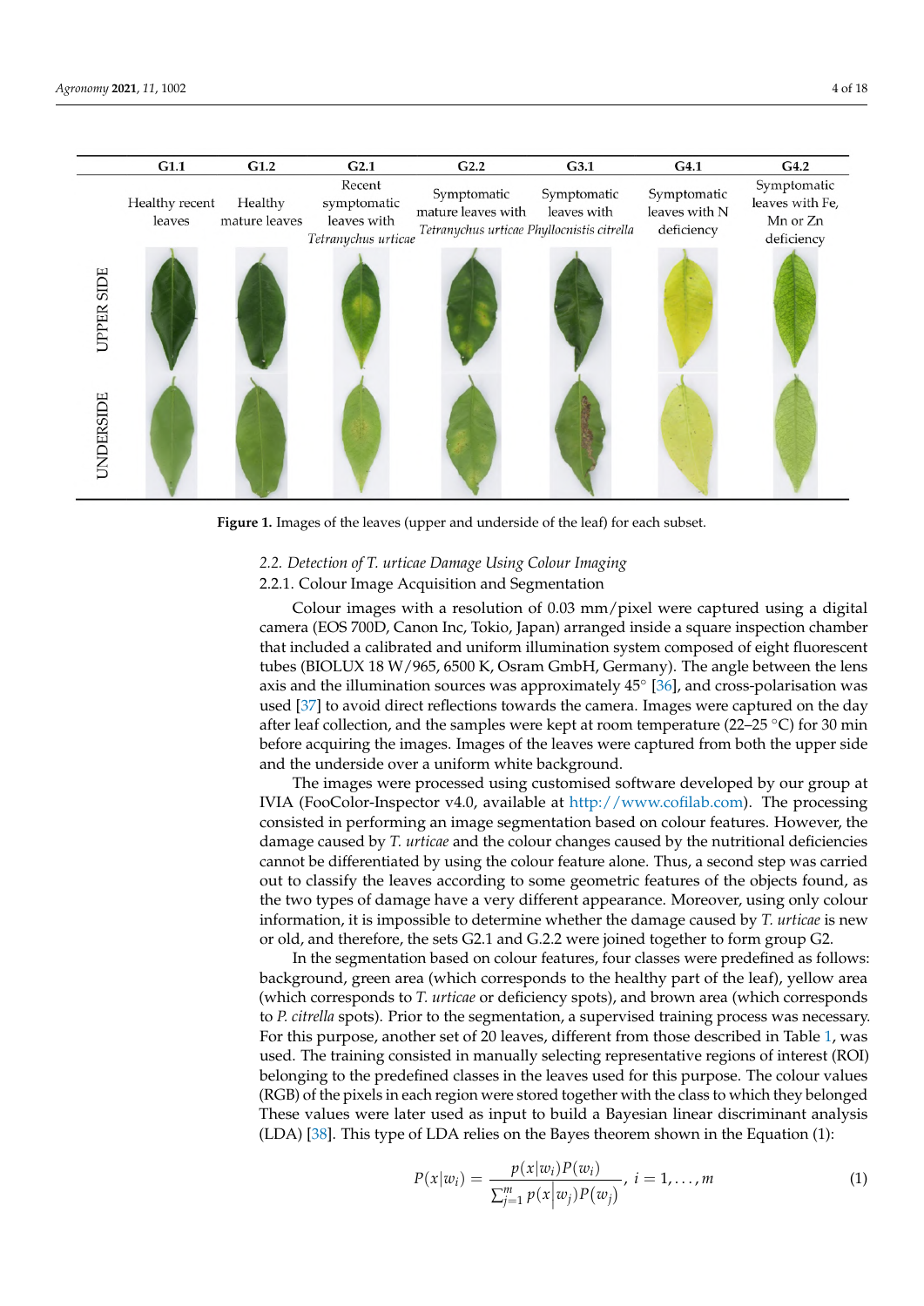| | G1.1 | G1.2 | G2.1 | G2.2 | G3.1 | G4.1 | G4.2 |
|---|---|---|---|---|---|---|---|
| | Healthy recent leaves | Healthy mature leaves | Recent symptomatic leaves with *Tetranychus urticae* | Symptomatic mature leaves with *Tetranychus urticae* | Symptomatic leaves with *Phyllocnistis citrella* | Symptomatic leaves with N deficiency | Symptomatic leaves with Fe, Mn or Zn deficiency |
| UPPER SIDE | | | | | | | |
| UNDERSIDE | | | | | | | |

**Figure 1.** Images of the leaves (upper and underside of the leaf) for each subset.

### 2.2. Detection of *T. urticae* Damage Using Colour Imaging

#### 2.2.1. Colour Image Acquisition and Segmentation

Colour images with a resolution of 0.03 mm/pixel were captured using a digital camera (EOS 700D, Canon Inc, Tokio, Japan) arranged inside a square inspection chamber that included a calibrated and uniform illumination system composed of eight fluorescent tubes (BIOLUX 18 W/965, 6500 K, Osram GmbH, Germany). The angle between the lens axis and the illumination sources was approximately 45° [36], and cross-polarisation was used [37] to avoid direct reflections towards the camera. Images were captured on the day after leaf collection, and the samples were kept at room temperature (22–25 °C) for 30 min before acquiring the images. Images of the leaves were captured from both the upper side and the underside over a uniform white background.

The images were processed using customised software developed by our group at IVIA (FooColor-Inspector v4.0, available at http://www.cofilab.com). The processing consisted in performing an image segmentation based on colour features. However, the damage caused by *T. urticae* and the colour changes caused by the nutritional deficiencies cannot be differentiated by using the colour feature alone. Thus, a second step was carried out to classify the leaves according to some geometric features of the objects found, as the two types of damage have a very different appearance. Moreover, using only colour information, it is impossible to determine whether the damage caused by *T. urticae* is new or old, and therefore, the sets G2.1 and G.2.2 were joined together to form group G2.

In the segmentation based on colour features, four classes were predefined as follows: background, green area (which corresponds to the healthy part of the leaf), yellow area (which corresponds to *T. urticae* or deficiency spots), and brown area (which corresponds to *P. citrella* spots). Prior to the segmentation, a supervised training process was necessary. For this purpose, another set of 20 leaves, different from those described in Table 1, was used. The training consisted in manually selecting representative regions of interest (ROI) belonging to the predefined classes in the leaves used for this purpose. The colour values (RGB) of the pixels in each region were stored together with the class to which they belonged These values were later used as input to build a Bayesian linear discriminant analysis (LDA) [38]. This type of LDA relies on the Bayes theorem shown in the Equation (1):

$$P(x|w_i) = \frac{p(x|w_i)P(w_i)}{\sum_{j=1}^{m} p(x|w_j)P(w_j)},\ i = 1, \ldots, m \tag{1}$$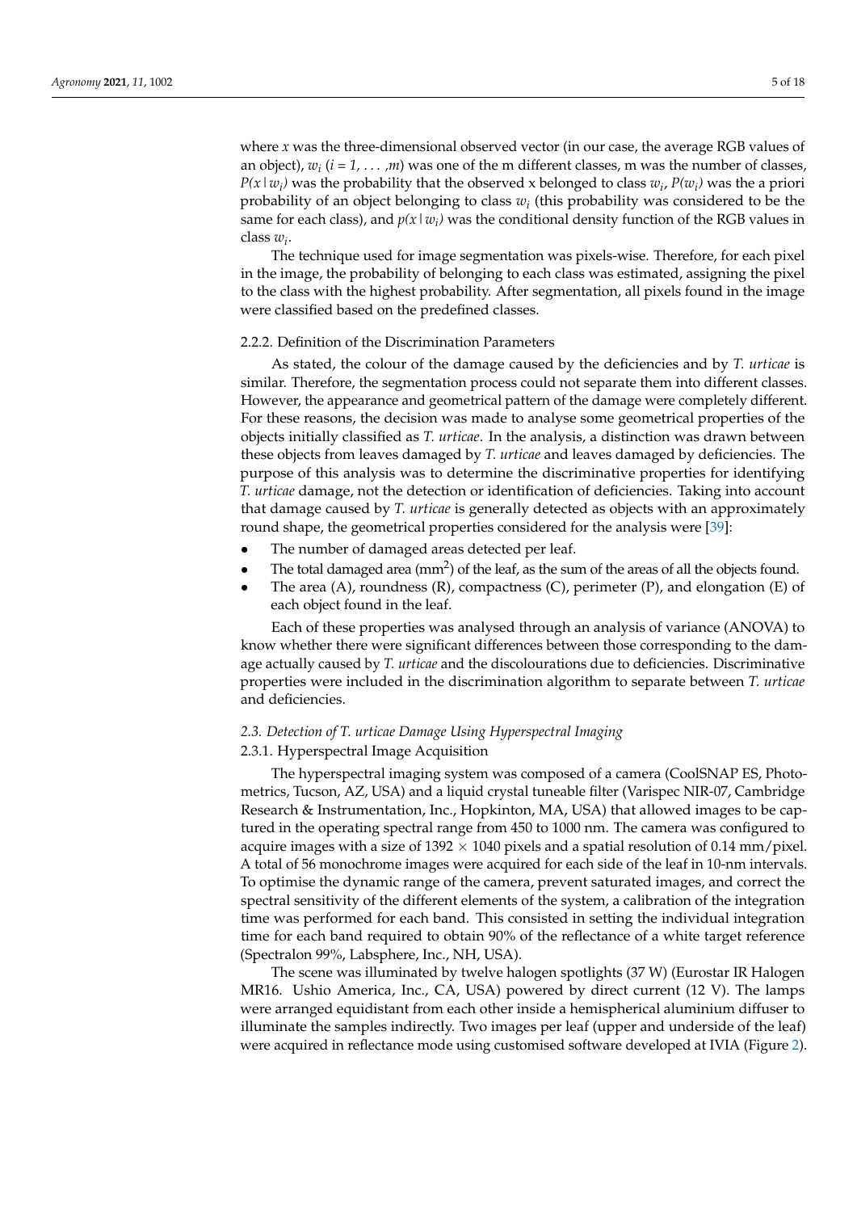where $x$ was the three-dimensional observed vector (in our case, the average RGB values of an object), $w_i$ ($i = 1, \ldots, m$) was one of the m different classes, m was the number of classes, $P(x|w_i)$ was the probability that the observed x belonged to class $w_i$, $P(w_i)$ was the a priori probability of an object belonging to class $w_i$ (this probability was considered to be the same for each class), and $p(x|w_i)$ was the conditional density function of the RGB values in class $w_i$.

The technique used for image segmentation was pixels-wise. Therefore, for each pixel in the image, the probability of belonging to each class was estimated, assigning the pixel to the class with the highest probability. After segmentation, all pixels found in the image were classified based on the predefined classes.

#### 2.2.2. Definition of the Discrimination Parameters

As stated, the colour of the damage caused by the deficiencies and by *T. urticae* is similar. Therefore, the segmentation process could not separate them into different classes. However, the appearance and geometrical pattern of the damage were completely different. For these reasons, the decision was made to analyse some geometrical properties of the objects initially classified as *T. urticae*. In the analysis, a distinction was drawn between these objects from leaves damaged by *T. urticae* and leaves damaged by deficiencies. The purpose of this analysis was to determine the discriminative properties for identifying *T. urticae* damage, not the detection or identification of deficiencies. Taking into account that damage caused by *T. urticae* is generally detected as objects with an approximately round shape, the geometrical properties considered for the analysis were [39]:

- The number of damaged areas detected per leaf.
- The total damaged area ($mm^2$) of the leaf, as the sum of the areas of all the objects found.
- The area (A), roundness (R), compactness (C), perimeter (P), and elongation (E) of each object found in the leaf.

Each of these properties was analysed through an analysis of variance (ANOVA) to know whether there were significant differences between those corresponding to the damage actually caused by *T. urticae* and the discolourations due to deficiencies. Discriminative properties were included in the discrimination algorithm to separate between *T. urticae* and deficiencies.

### *2.3. Detection of T. urticae Damage Using Hyperspectral Imaging*

#### 2.3.1. Hyperspectral Image Acquisition

The hyperspectral imaging system was composed of a camera (CoolSNAP ES, Photometrics, Tucson, AZ, USA) and a liquid crystal tuneable filter (Varispec NIR-07, Cambridge Research & Instrumentation, Inc., Hopkinton, MA, USA) that allowed images to be captured in the operating spectral range from 450 to 1000 nm. The camera was configured to acquire images with a size of $1392 \times 1040$ pixels and a spatial resolution of 0.14 mm/pixel. A total of 56 monochrome images were acquired for each side of the leaf in 10-nm intervals. To optimise the dynamic range of the camera, prevent saturated images, and correct the spectral sensitivity of the different elements of the system, a calibration of the integration time was performed for each band. This consisted in setting the individual integration time for each band required to obtain 90% of the reflectance of a white target reference (Spectralon 99%, Labsphere, Inc., NH, USA).

The scene was illuminated by twelve halogen spotlights (37 W) (Eurostar IR Halogen MR16. Ushio America, Inc., CA, USA) powered by direct current (12 V). The lamps were arranged equidistant from each other inside a hemispherical aluminium diffuser to illuminate the samples indirectly. Two images per leaf (upper and underside of the leaf) were acquired in reflectance mode using customised software developed at IVIA (Figure 2).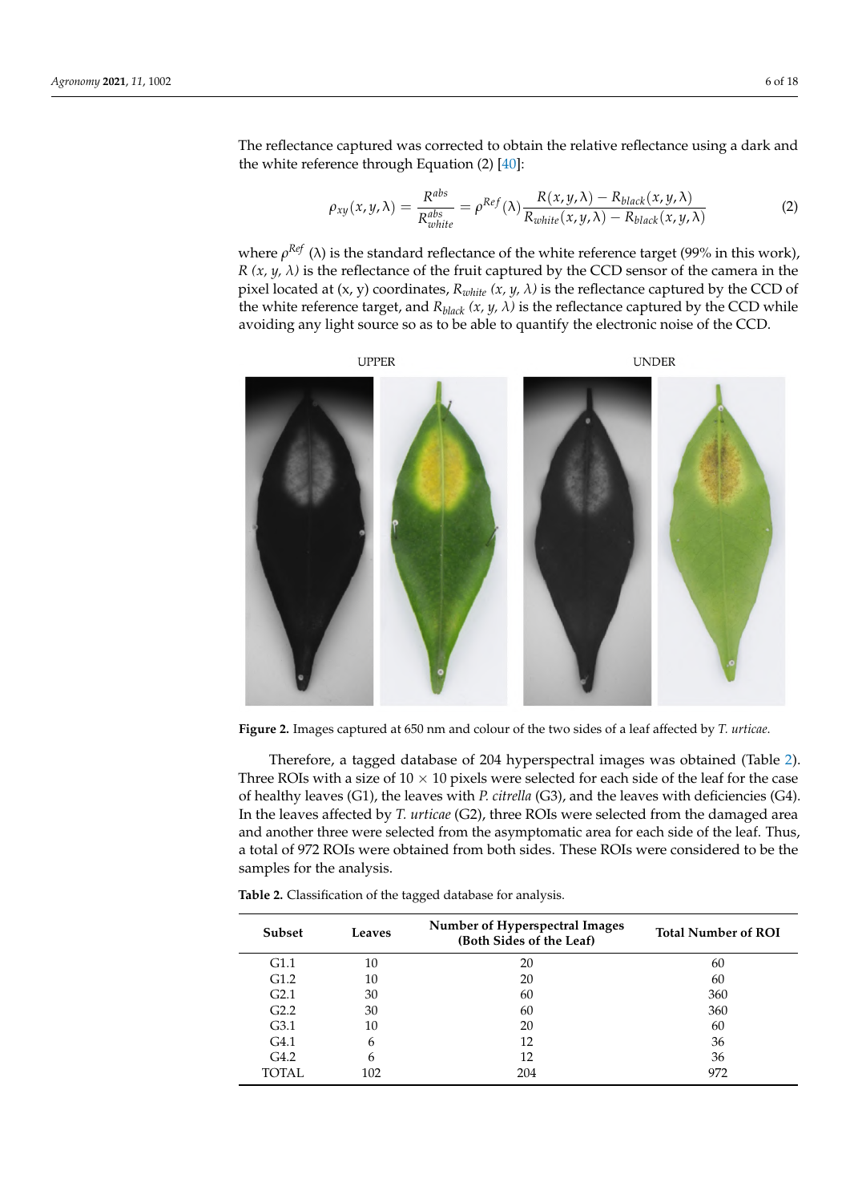The reflectance captured was corrected to obtain the relative reflectance using a dark and the white reference through Equation (2) [40]:

$$\rho_{xy}(x,y,\lambda) = \frac{R^{abs}}{R^{abs}_{white}} = \rho^{Ref}(\lambda)\frac{R(x,y,\lambda) - R_{black}(x,y,\lambda)}{R_{white}(x,y,\lambda) - R_{black}(x,y,\lambda)} \tag{2}$$

where $\rho^{Ref}$ ($\lambda$) is the standard reflectance of the white reference target (99% in this work), $R(x, y, \lambda)$ is the reflectance of the fruit captured by the CCD sensor of the camera in the pixel located at (x, y) coordinates, $R_{white}(x, y, \lambda)$ is the reflectance captured by the CCD of the white reference target, and $R_{black}(x, y, \lambda)$ is the reflectance captured by the CCD while avoiding any light source so as to be able to quantify the electronic noise of the CCD.

**Figure 2.** Images captured at 650 nm and colour of the two sides of a leaf affected by *T. urticae*.

Therefore, a tagged database of 204 hyperspectral images was obtained (Table 2). Three ROIs with a size of 10 × 10 pixels were selected for each side of the leaf for the case of healthy leaves (G1), the leaves with *P. citrella* (G3), and the leaves with deficiencies (G4). In the leaves affected by *T. urticae* (G2), three ROIs were selected from the damaged area and another three were selected from the asymptomatic area for each side of the leaf. Thus, a total of 972 ROIs were obtained from both sides. These ROIs were considered to be the samples for the analysis.

**Table 2.** Classification of the tagged database for analysis.

| Subset | Leaves | Number of Hyperspectral Images (Both Sides of the Leaf) | Total Number of ROI |
|---|---|---|---|
| G1.1 | 10 | 20 | 60 |
| G1.2 | 10 | 20 | 60 |
| G2.1 | 30 | 60 | 360 |
| G2.2 | 30 | 60 | 360 |
| G3.1 | 10 | 20 | 60 |
| G4.1 | 6 | 12 | 36 |
| G4.2 | 6 | 12 | 36 |
| TOTAL | 102 | 204 | 972 |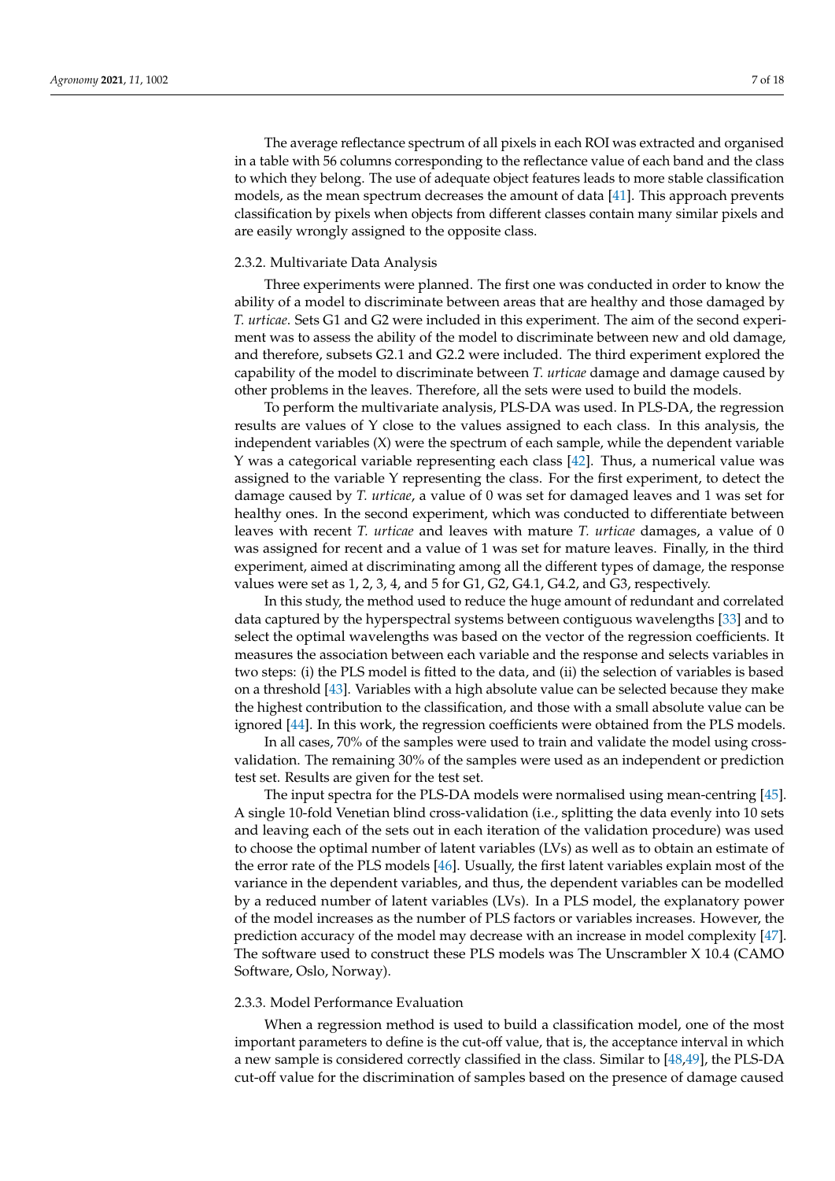The average reflectance spectrum of all pixels in each ROI was extracted and organised in a table with 56 columns corresponding to the reflectance value of each band and the class to which they belong. The use of adequate object features leads to more stable classification models, as the mean spectrum decreases the amount of data [41]. This approach prevents classification by pixels when objects from different classes contain many similar pixels and are easily wrongly assigned to the opposite class.

#### 2.3.2. Multivariate Data Analysis

Three experiments were planned. The first one was conducted in order to know the ability of a model to discriminate between areas that are healthy and those damaged by *T. urticae*. Sets G1 and G2 were included in this experiment. The aim of the second experiment was to assess the ability of the model to discriminate between new and old damage, and therefore, subsets G2.1 and G2.2 were included. The third experiment explored the capability of the model to discriminate between *T. urticae* damage and damage caused by other problems in the leaves. Therefore, all the sets were used to build the models.

To perform the multivariate analysis, PLS-DA was used. In PLS-DA, the regression results are values of Y close to the values assigned to each class. In this analysis, the independent variables (X) were the spectrum of each sample, while the dependent variable Y was a categorical variable representing each class [42]. Thus, a numerical value was assigned to the variable Y representing the class. For the first experiment, to detect the damage caused by *T. urticae*, a value of 0 was set for damaged leaves and 1 was set for healthy ones. In the second experiment, which was conducted to differentiate between leaves with recent *T. urticae* and leaves with mature *T. urticae* damages, a value of 0 was assigned for recent and a value of 1 was set for mature leaves. Finally, in the third experiment, aimed at discriminating among all the different types of damage, the response values were set as 1, 2, 3, 4, and 5 for G1, G2, G4.1, G4.2, and G3, respectively.

In this study, the method used to reduce the huge amount of redundant and correlated data captured by the hyperspectral systems between contiguous wavelengths [33] and to select the optimal wavelengths was based on the vector of the regression coefficients. It measures the association between each variable and the response and selects variables in two steps: (i) the PLS model is fitted to the data, and (ii) the selection of variables is based on a threshold [43]. Variables with a high absolute value can be selected because they make the highest contribution to the classification, and those with a small absolute value can be ignored [44]. In this work, the regression coefficients were obtained from the PLS models.

In all cases, 70% of the samples were used to train and validate the model using cross-validation. The remaining 30% of the samples were used as an independent or prediction test set. Results are given for the test set.

The input spectra for the PLS-DA models were normalised using mean-centring [45]. A single 10-fold Venetian blind cross-validation (i.e., splitting the data evenly into 10 sets and leaving each of the sets out in each iteration of the validation procedure) was used to choose the optimal number of latent variables (LVs) as well as to obtain an estimate of the error rate of the PLS models [46]. Usually, the first latent variables explain most of the variance in the dependent variables, and thus, the dependent variables can be modelled by a reduced number of latent variables (LVs). In a PLS model, the explanatory power of the model increases as the number of PLS factors or variables increases. However, the prediction accuracy of the model may decrease with an increase in model complexity [47]. The software used to construct these PLS models was The Unscrambler X 10.4 (CAMO Software, Oslo, Norway).

#### 2.3.3. Model Performance Evaluation

When a regression method is used to build a classification model, one of the most important parameters to define is the cut-off value, that is, the acceptance interval in which a new sample is considered correctly classified in the class. Similar to [48,49], the PLS-DA cut-off value for the discrimination of samples based on the presence of damage caused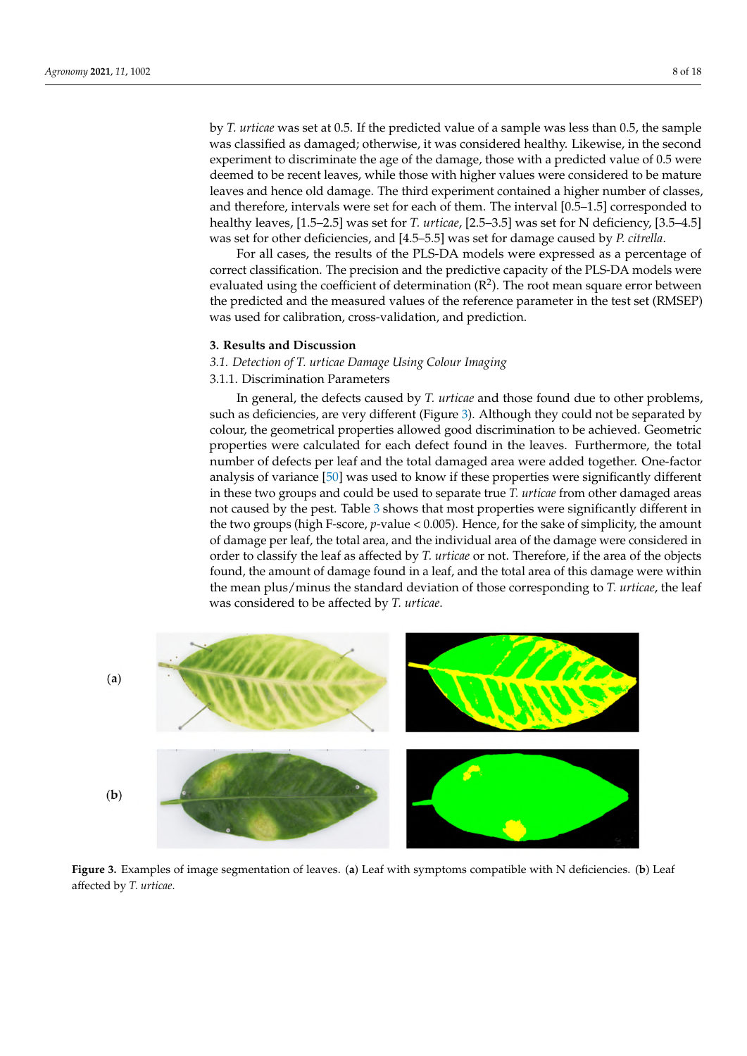by *T. urticae* was set at 0.5. If the predicted value of a sample was less than 0.5, the sample was classified as damaged; otherwise, it was considered healthy. Likewise, in the second experiment to discriminate the age of the damage, those with a predicted value of 0.5 were deemed to be recent leaves, while those with higher values were considered to be mature leaves and hence old damage. The third experiment contained a higher number of classes, and therefore, intervals were set for each of them. The interval [0.5–1.5] corresponded to healthy leaves, [1.5–2.5] was set for *T. urticae*, [2.5–3.5] was set for N deficiency, [3.5–4.5] was set for other deficiencies, and [4.5–5.5] was set for damage caused by *P. citrella*.

For all cases, the results of the PLS-DA models were expressed as a percentage of correct classification. The precision and the predictive capacity of the PLS-DA models were evaluated using the coefficient of determination ($R^2$). The root mean square error between the predicted and the measured values of the reference parameter in the test set (RMSEP) was used for calibration, cross-validation, and prediction.

## 3. Results and Discussion

### 3.1. Detection of *T. urticae* Damage Using Colour Imaging

#### 3.1.1. Discrimination Parameters

In general, the defects caused by *T. urticae* and those found due to other problems, such as deficiencies, are very different (Figure 3). Although they could not be separated by colour, the geometrical properties allowed good discrimination to be achieved. Geometric properties were calculated for each defect found in the leaves. Furthermore, the total number of defects per leaf and the total damaged area were added together. One-factor analysis of variance [50] was used to know if these properties were significantly different in these two groups and could be used to separate true *T. urticae* from other damaged areas not caused by the pest. Table 3 shows that most properties were significantly different in the two groups (high F-score, $p$-value < 0.005). Hence, for the sake of simplicity, the amount of damage per leaf, the total area, and the individual area of the damage were considered in order to classify the leaf as affected by *T. urticae* or not. Therefore, if the area of the objects found, the amount of damage found in a leaf, and the total area of this damage were within the mean plus/minus the standard deviation of those corresponding to *T. urticae*, the leaf was considered to be affected by *T. urticae*.

**Figure 3.** Examples of image segmentation of leaves. (**a**) Leaf with symptoms compatible with N deficiencies. (**b**) Leaf affected by *T. urticae*.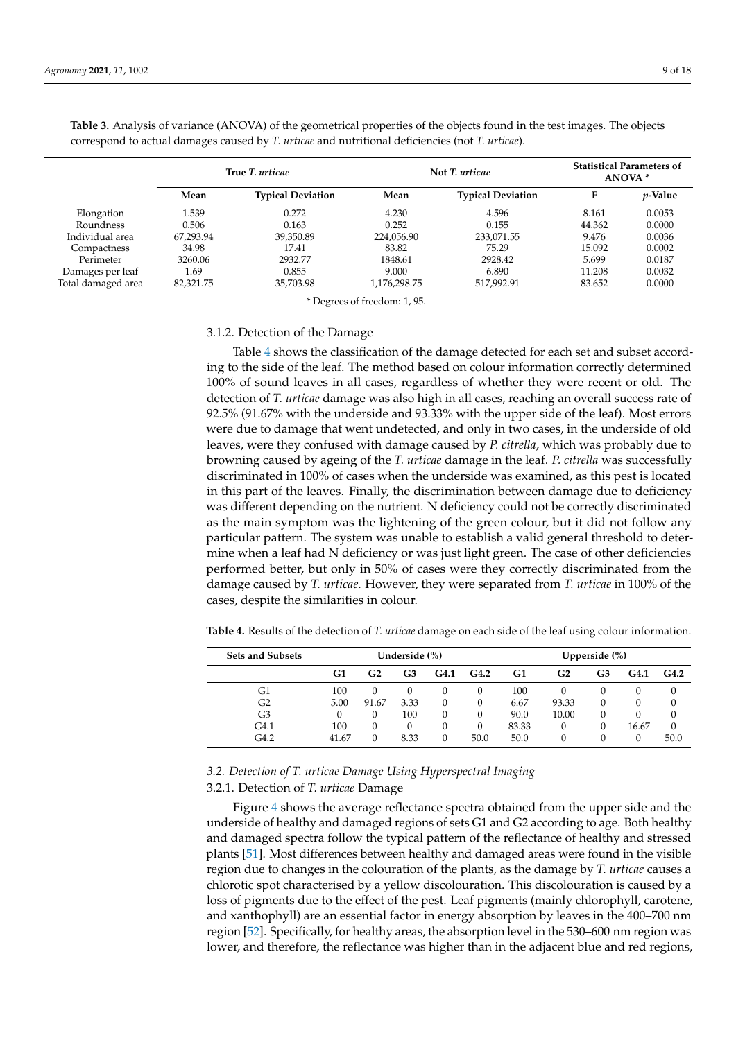**Table 3.** Analysis of variance (ANOVA) of the geometrical properties of the objects found in the test images. The objects correspond to actual damages caused by *T. urticae* and nutritional deficiencies (not *T. urticae*).

| | True *T. urticae* | | Not *T. urticae* | | Statistical Parameters of ANOVA * | |
|---|---|---|---|---|---|---|
| | **Mean** | **Typical Deviation** | **Mean** | **Typical Deviation** | **F** | ***p*-Value** |
| Elongation | 1.539 | 0.272 | 4.230 | 4.596 | 8.161 | 0.0053 |
| Roundness | 0.506 | 0.163 | 0.252 | 0.155 | 44.362 | 0.0000 |
| Individual area | 67,293.94 | 39,350.89 | 224,056.90 | 233,071.55 | 9.476 | 0.0036 |
| Compactness | 34.98 | 17.41 | 83.82 | 75.29 | 15.092 | 0.0002 |
| Perimeter | 3260.06 | 2932.77 | 1848.61 | 2928.42 | 5.699 | 0.0187 |
| Damages per leaf | 1.69 | 0.855 | 9.000 | 6.890 | 11.208 | 0.0032 |
| Total damaged area | 82,321.75 | 35,703.98 | 1,176,298.75 | 517,992.91 | 83.652 | 0.0000 |

\* Degrees of freedom: 1, 95.

#### 3.1.2. Detection of the Damage

Table 4 shows the classification of the damage detected for each set and subset according to the side of the leaf. The method based on colour information correctly determined 100% of sound leaves in all cases, regardless of whether they were recent or old. The detection of *T. urticae* damage was also high in all cases, reaching an overall success rate of 92.5% (91.67% with the underside and 93.33% with the upper side of the leaf). Most errors were due to damage that went undetected, and only in two cases, in the underside of old leaves, were they confused with damage caused by *P. citrella*, which was probably due to browning caused by ageing of the *T. urticae* damage in the leaf. *P. citrella* was successfully discriminated in 100% of cases when the underside was examined, as this pest is located in this part of the leaves. Finally, the discrimination between damage due to deficiency was different depending on the nutrient. N deficiency could not be correctly discriminated as the main symptom was the lightening of the green colour, but it did not follow any particular pattern. The system was unable to establish a valid general threshold to determine when a leaf had N deficiency or was just light green. The case of other deficiencies performed better, but only in 50% of cases were they correctly discriminated from the damage caused by *T. urticae*. However, they were separated from *T. urticae* in 100% of the cases, despite the similarities in colour.

**Table 4.** Results of the detection of *T. urticae* damage on each side of the leaf using colour information.

| Sets and Subsets | Underside (%) | | | | | Upperside (%) | | | | |
|---|---|---|---|---|---|---|---|---|---|---|
| | **G1** | **G2** | **G3** | **G4.1** | **G4.2** | **G1** | **G2** | **G3** | **G4.1** | **G4.2** |
| G1 | 100 | 0 | 0 | 0 | 0 | 100 | 0 | 0 | 0 | 0 |
| G2 | 5.00 | 91.67 | 3.33 | 0 | 0 | 6.67 | 93.33 | 0 | 0 | 0 |
| G3 | 0 | 0 | 100 | 0 | 0 | 90.0 | 10.00 | 0 | 0 | 0 |
| G4.1 | 100 | 0 | 0 | 0 | 0 | 83.33 | 0 | 0 | 16.67 | 0 |
| G4.2 | 41.67 | 0 | 8.33 | 0 | 50.0 | 50.0 | 0 | 0 | 0 | 50.0 |

### 3.2. Detection of *T. urticae* Damage Using Hyperspectral Imaging

#### 3.2.1. Detection of *T. urticae* Damage

Figure 4 shows the average reflectance spectra obtained from the upper side and the underside of healthy and damaged regions of sets G1 and G2 according to age. Both healthy and damaged spectra follow the typical pattern of the reflectance of healthy and stressed plants [51]. Most differences between healthy and damaged areas were found in the visible region due to changes in the colouration of the plants, as the damage by *T. urticae* causes a chlorotic spot characterised by a yellow discolouration. This discolouration is caused by a loss of pigments due to the effect of the pest. Leaf pigments (mainly chlorophyll, carotene, and xanthophyll) are an essential factor in energy absorption by leaves in the 400–700 nm region [52]. Specifically, for healthy areas, the absorption level in the 530–600 nm region was lower, and therefore, the reflectance was higher than in the adjacent blue and red regions,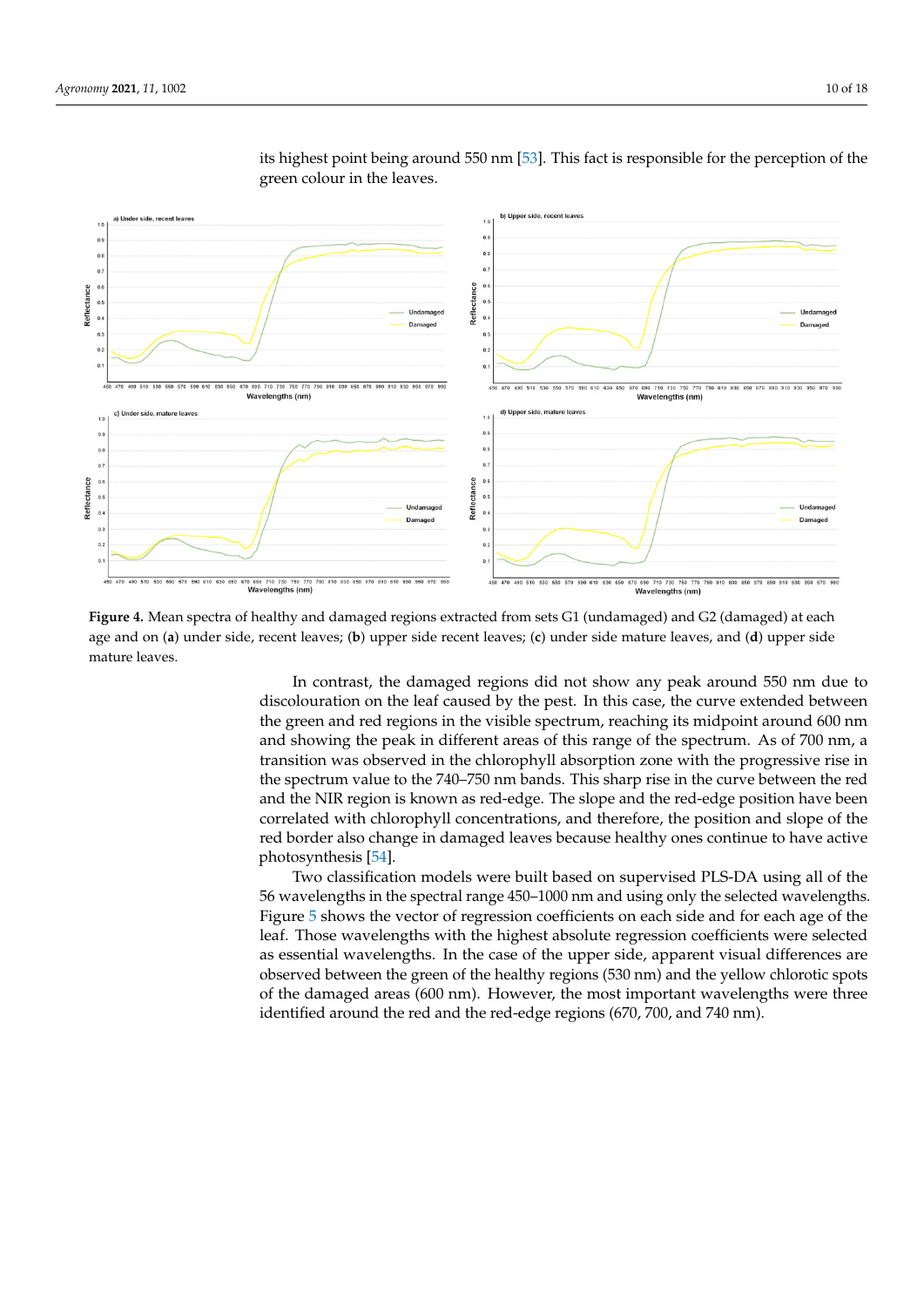its highest point being around 550 nm [53]. This fact is responsible for the perception of the green colour in the leaves.

**Figure 4.** Mean spectra of healthy and damaged regions extracted from sets G1 (undamaged) and G2 (damaged) at each age and on (**a**) under side, recent leaves; (**b**) upper side recent leaves; (**c**) under side mature leaves, and (**d**) upper side mature leaves.

In contrast, the damaged regions did not show any peak around 550 nm due to discolouration on the leaf caused by the pest. In this case, the curve extended between the green and red regions in the visible spectrum, reaching its midpoint around 600 nm and showing the peak in different areas of this range of the spectrum. As of 700 nm, a transition was observed in the chlorophyll absorption zone with the progressive rise in the spectrum value to the 740–750 nm bands. This sharp rise in the curve between the red and the NIR region is known as red-edge. The slope and the red-edge position have been correlated with chlorophyll concentrations, and therefore, the position and slope of the red border also change in damaged leaves because healthy ones continue to have active photosynthesis [54].

Two classification models were built based on supervised PLS-DA using all of the 56 wavelengths in the spectral range 450–1000 nm and using only the selected wavelengths. Figure 5 shows the vector of regression coefficients on each side and for each age of the leaf. Those wavelengths with the highest absolute regression coefficients were selected as essential wavelengths. In the case of the upper side, apparent visual differences are observed between the green of the healthy regions (530 nm) and the yellow chlorotic spots of the damaged areas (600 nm). However, the most important wavelengths were three identified around the red and the red-edge regions (670, 700, and 740 nm).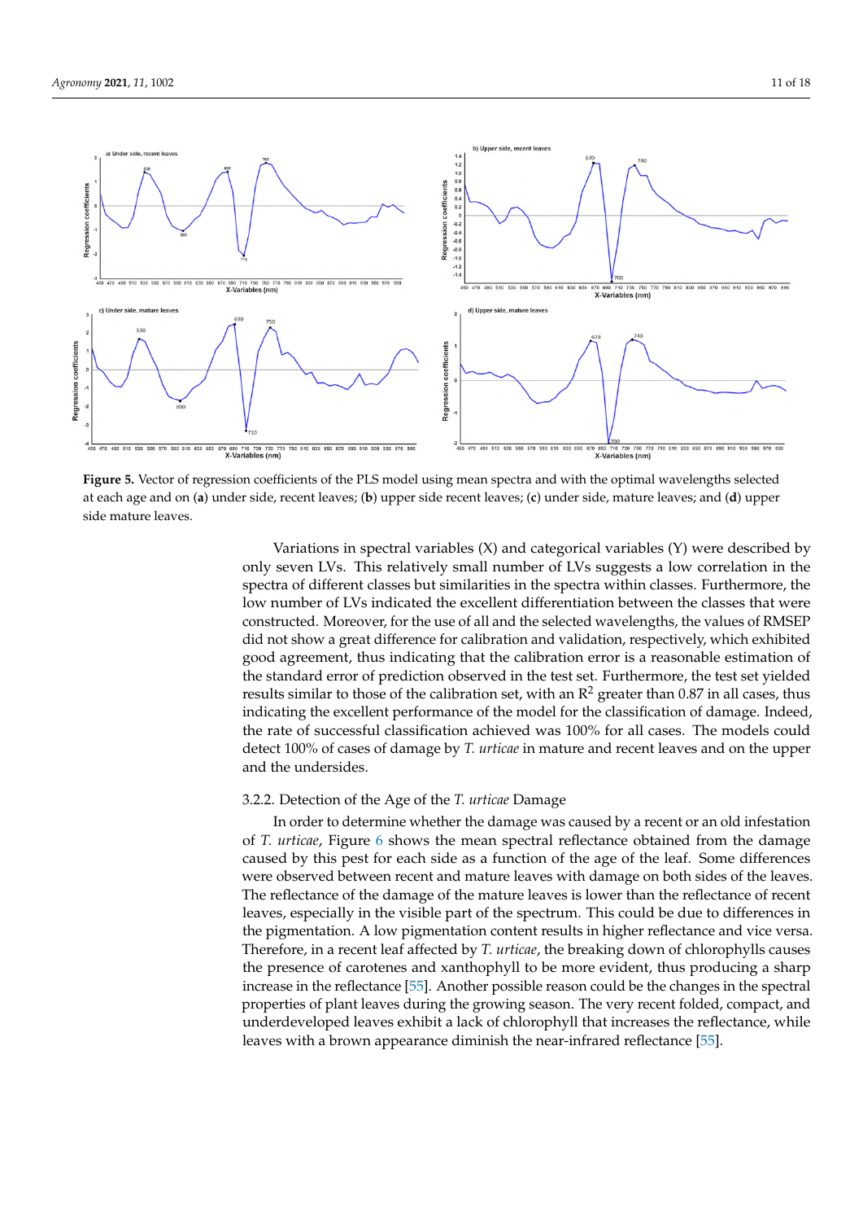**Figure 5.** Vector of regression coefficients of the PLS model using mean spectra and with the optimal wavelengths selected at each age and on (**a**) under side, recent leaves; (**b**) upper side recent leaves; (**c**) under side, mature leaves; and (**d**) upper side mature leaves.

Variations in spectral variables (X) and categorical variables (Y) were described by only seven LVs. This relatively small number of LVs suggests a low correlation in the spectra of different classes but similarities in the spectra within classes. Furthermore, the low number of LVs indicated the excellent differentiation between the classes that were constructed. Moreover, for the use of all and the selected wavelengths, the values of RMSEP did not show a great difference for calibration and validation, respectively, which exhibited good agreement, thus indicating that the calibration error is a reasonable estimation of the standard error of prediction observed in the test set. Furthermore, the test set yielded results similar to those of the calibration set, with an $R^2$ greater than 0.87 in all cases, thus indicating the excellent performance of the model for the classification of damage. Indeed, the rate of successful classification achieved was 100% for all cases. The models could detect 100% of cases of damage by *T. urticae* in mature and recent leaves and on the upper and the undersides.

#### 3.2.2. Detection of the Age of the *T. urticae* Damage

In order to determine whether the damage was caused by a recent or an old infestation of *T. urticae*, Figure 6 shows the mean spectral reflectance obtained from the damage caused by this pest for each side as a function of the age of the leaf. Some differences were observed between recent and mature leaves with damage on both sides of the leaves. The reflectance of the damage of the mature leaves is lower than the reflectance of recent leaves, especially in the visible part of the spectrum. This could be due to differences in the pigmentation. A low pigmentation content results in higher reflectance and vice versa. Therefore, in a recent leaf affected by *T. urticae*, the breaking down of chlorophylls causes the presence of carotenes and xanthophyll to be more evident, thus producing a sharp increase in the reflectance [55]. Another possible reason could be the changes in the spectral properties of plant leaves during the growing season. The very recent folded, compact, and underdeveloped leaves exhibit a lack of chlorophyll that increases the reflectance, while leaves with a brown appearance diminish the near-infrared reflectance [55].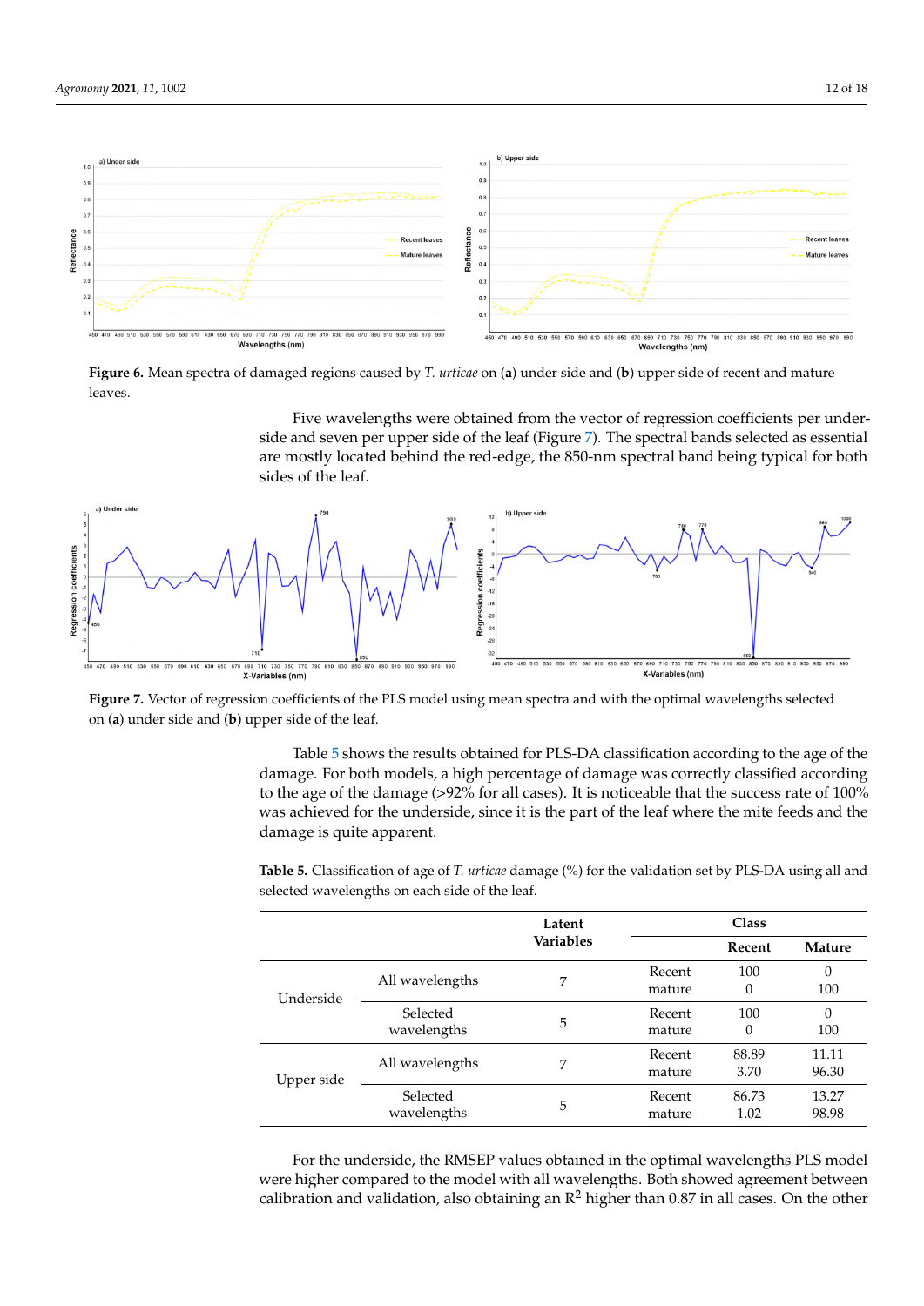**Figure 6.** Mean spectra of damaged regions caused by *T. urticae* on (**a**) under side and (**b**) upper side of recent and mature leaves.

Five wavelengths were obtained from the vector of regression coefficients per underside and seven per upper side of the leaf (Figure 7). The spectral bands selected as essential are mostly located behind the red-edge, the 850-nm spectral band being typical for both sides of the leaf.

**Figure 7.** Vector of regression coefficients of the PLS model using mean spectra and with the optimal wavelengths selected on (**a**) under side and (**b**) upper side of the leaf.

Table 5 shows the results obtained for PLS-DA classification according to the age of the damage. For both models, a high percentage of damage was correctly classified according to the age of the damage (>92% for all cases). It is noticeable that the success rate of 100% was achieved for the underside, since it is the part of the leaf where the mite feeds and the damage is quite apparent.

**Table 5.** Classification of age of *T. urticae* damage (%) for the validation set by PLS-DA using all and selected wavelengths on each side of the leaf.

| | | Latent Variables | | Class | |
|---|---|---|---|---|---|
| | | | | Recent | Mature |
| Underside | All wavelengths | 7 | Recent | 100 | 0 |
| | | | mature | 0 | 100 |
| | Selected wavelengths | 5 | Recent | 100 | 0 |
| | | | mature | 0 | 100 |
| Upper side | All wavelengths | 7 | Recent | 88.89 | 11.11 |
| | | | mature | 3.70 | 96.30 |
| | Selected wavelengths | 5 | Recent | 86.73 | 13.27 |
| | | | mature | 1.02 | 98.98 |

For the underside, the RMSEP values obtained in the optimal wavelengths PLS model were higher compared to the model with all wavelengths. Both showed agreement between calibration and validation, also obtaining an $R^2$ higher than 0.87 in all cases. On the other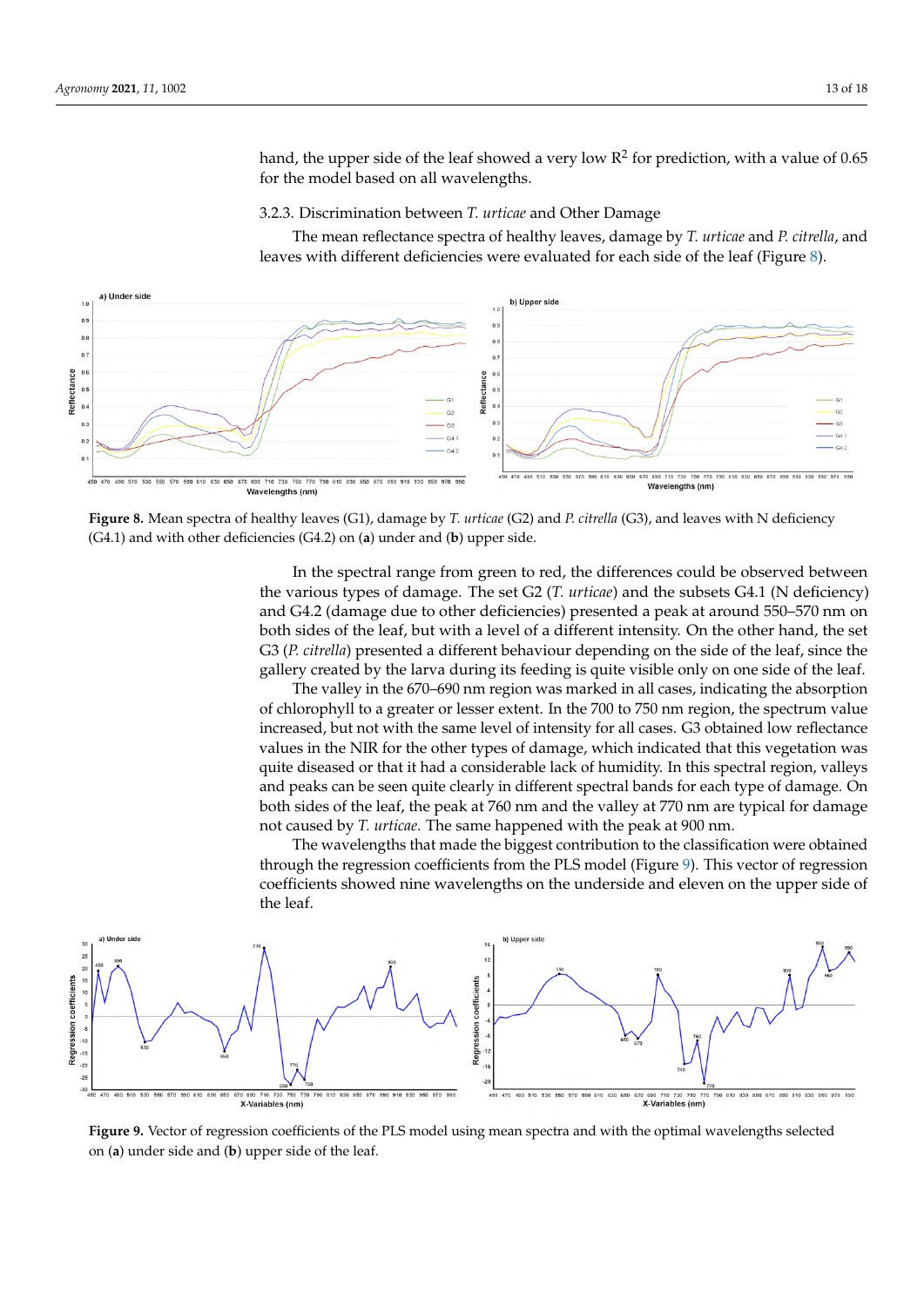hand, the upper side of the leaf showed a very low $R^2$ for prediction, with a value of 0.65 for the model based on all wavelengths.

### 3.2.3. Discrimination between *T. urticae* and Other Damage

The mean reflectance spectra of healthy leaves, damage by *T. urticae* and *P. citrella*, and leaves with different deficiencies were evaluated for each side of the leaf (Figure 8).

**Figure 8.** Mean spectra of healthy leaves (G1), damage by *T. urticae* (G2) and *P. citrella* (G3), and leaves with N deficiency (G4.1) and with other deficiencies (G4.2) on (**a**) under and (**b**) upper side.

In the spectral range from green to red, the differences could be observed between the various types of damage. The set G2 (*T. urticae*) and the subsets G4.1 (N deficiency) and G4.2 (damage due to other deficiencies) presented a peak at around 550–570 nm on both sides of the leaf, but with a level of a different intensity. On the other hand, the set G3 (*P. citrella*) presented a different behaviour depending on the side of the leaf, since the gallery created by the larva during its feeding is quite visible only on one side of the leaf.

The valley in the 670–690 nm region was marked in all cases, indicating the absorption of chlorophyll to a greater or lesser extent. In the 700 to 750 nm region, the spectrum value increased, but not with the same level of intensity for all cases. G3 obtained low reflectance values in the NIR for the other types of damage, which indicated that this vegetation was quite diseased or that it had a considerable lack of humidity. In this spectral region, valleys and peaks can be seen quite clearly in different spectral bands for each type of damage. On both sides of the leaf, the peak at 760 nm and the valley at 770 nm are typical for damage not caused by *T. urticae*. The same happened with the peak at 900 nm.

The wavelengths that made the biggest contribution to the classification were obtained through the regression coefficients from the PLS model (Figure 9). This vector of regression coefficients showed nine wavelengths on the underside and eleven on the upper side of the leaf.

**Figure 9.** Vector of regression coefficients of the PLS model using mean spectra and with the optimal wavelengths selected on (**a**) under side and (**b**) upper side of the leaf.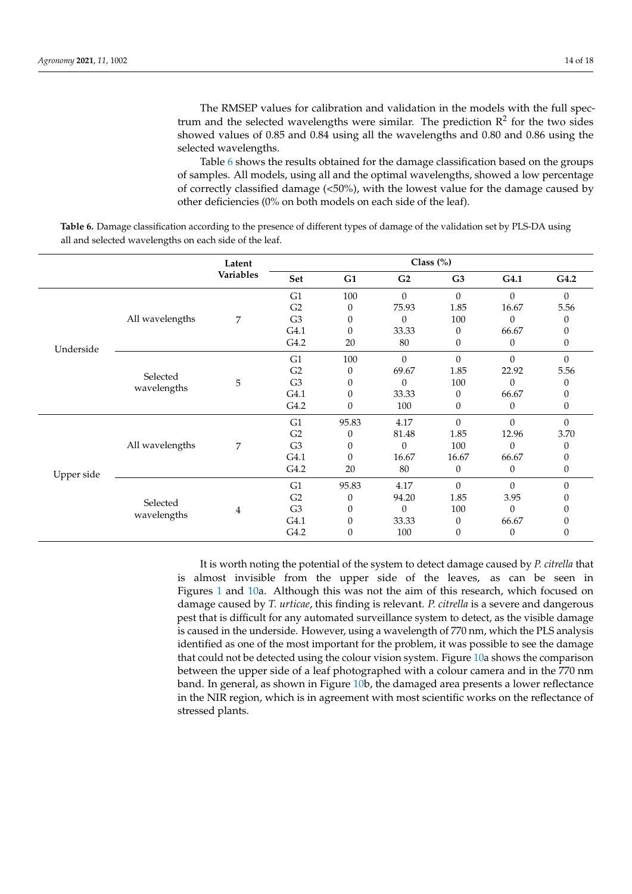The RMSEP values for calibration and validation in the models with the full spectrum and the selected wavelengths were similar. The prediction $R^2$ for the two sides showed values of 0.85 and 0.84 using all the wavelengths and 0.80 and 0.86 using the selected wavelengths.

Table 6 shows the results obtained for the damage classification based on the groups of samples. All models, using all and the optimal wavelengths, showed a low percentage of correctly classified damage (<50%), with the lowest value for the damage caused by other deficiencies (0% on both models on each side of the leaf).

**Table 6.** Damage classification according to the presence of different types of damage of the validation set by PLS-DA using all and selected wavelengths on each side of the leaf.

| | | Latent Variables | Class (%) | | | | | |
|---|---|---|---|---|---|---|---|---|
| | | | **Set** | **G1** | **G2** | **G3** | **G4.1** | **G4.2** |
| Underside | All wavelengths | 7 | G1 | 100 | 0 | 0 | 0 | 0 |
| | | | G2 | 0 | 75.93 | 1.85 | 16.67 | 5.56 |
| | | | G3 | 0 | 0 | 100 | 0 | 0 |
| | | | G4.1 | 0 | 33.33 | 0 | 66.67 | 0 |
| | | | G4.2 | 20 | 80 | 0 | 0 | 0 |
| | Selected wavelengths | 5 | G1 | 100 | 0 | 0 | 0 | 0 |
| | | | G2 | 0 | 69.67 | 1.85 | 22.92 | 5.56 |
| | | | G3 | 0 | 0 | 100 | 0 | 0 |
| | | | G4.1 | 0 | 33.33 | 0 | 66.67 | 0 |
| | | | G4.2 | 0 | 100 | 0 | 0 | 0 |
| Upper side | All wavelengths | 7 | G1 | 95.83 | 4.17 | 0 | 0 | 0 |
| | | | G2 | 0 | 81.48 | 1.85 | 12.96 | 3.70 |
| | | | G3 | 0 | 0 | 100 | 0 | 0 |
| | | | G4.1 | 0 | 16.67 | 16.67 | 66.67 | 0 |
| | | | G4.2 | 20 | 80 | 0 | 0 | 0 |
| | Selected wavelengths | 4 | G1 | 95.83 | 4.17 | 0 | 0 | 0 |
| | | | G2 | 0 | 94.20 | 1.85 | 3.95 | 0 |
| | | | G3 | 0 | 0 | 100 | 0 | 0 |
| | | | G4.1 | 0 | 33.33 | 0 | 66.67 | 0 |
| | | | G4.2 | 0 | 100 | 0 | 0 | 0 |

It is worth noting the potential of the system to detect damage caused by *P. citrella* that is almost invisible from the upper side of the leaves, as can be seen in Figures 1 and 10a. Although this was not the aim of this research, which focused on damage caused by *T. urticae*, this finding is relevant. *P. citrella* is a severe and dangerous pest that is difficult for any automated surveillance system to detect, as the visible damage is caused in the underside. However, using a wavelength of 770 nm, which the PLS analysis identified as one of the most important for the problem, it was possible to see the damage that could not be detected using the colour vision system. Figure 10a shows the comparison between the upper side of a leaf photographed with a colour camera and in the 770 nm band. In general, as shown in Figure 10b, the damaged area presents a lower reflectance in the NIR region, which is in agreement with most scientific works on the reflectance of stressed plants.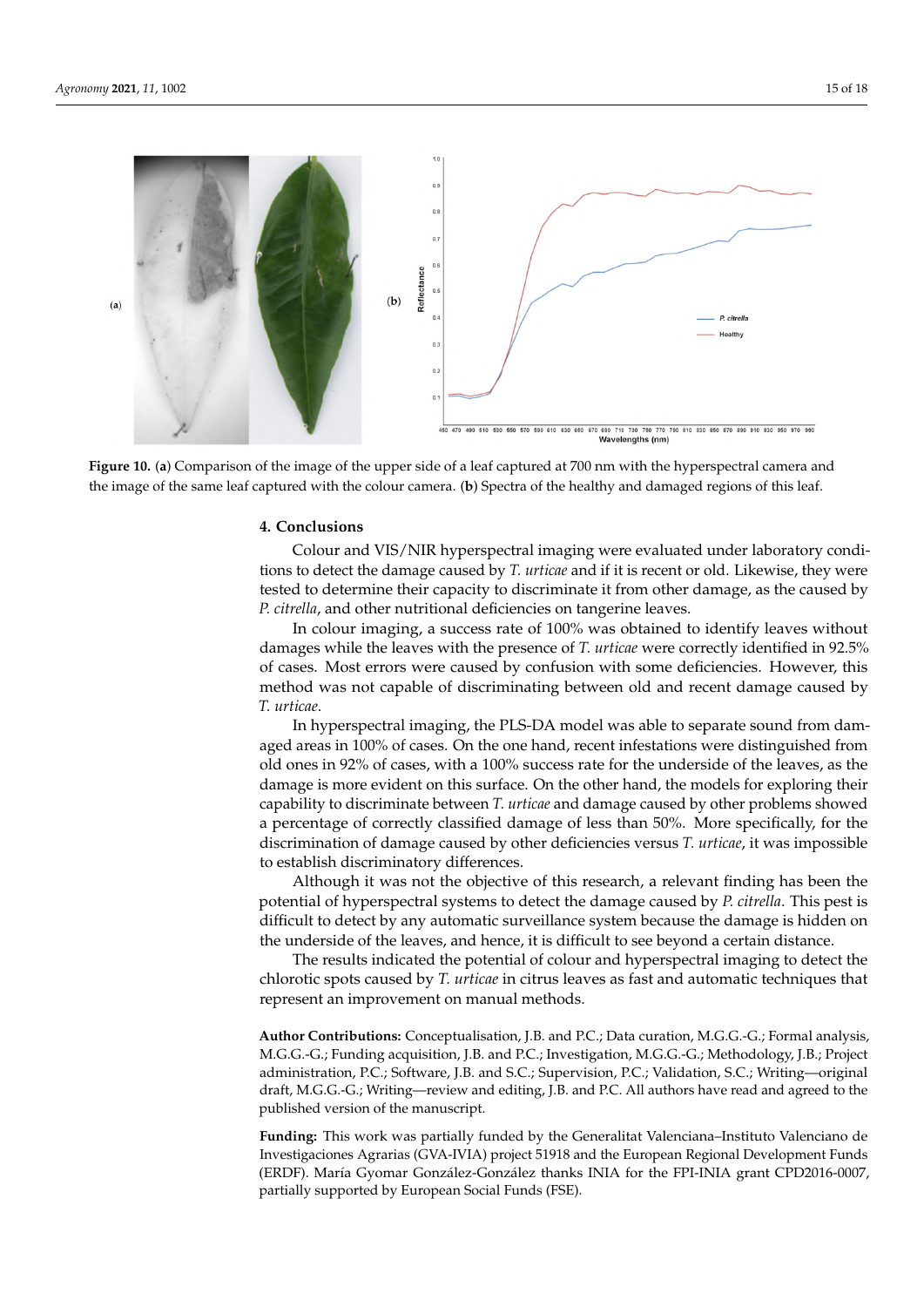**Figure 10.** (**a**) Comparison of the image of the upper side of a leaf captured at 700 nm with the hyperspectral camera and the image of the same leaf captured with the colour camera. (**b**) Spectra of the healthy and damaged regions of this leaf.

## 4. Conclusions

Colour and VIS/NIR hyperspectral imaging were evaluated under laboratory conditions to detect the damage caused by *T. urticae* and if it is recent or old. Likewise, they were tested to determine their capacity to discriminate it from other damage, as the caused by *P. citrella*, and other nutritional deficiencies on tangerine leaves.

In colour imaging, a success rate of 100% was obtained to identify leaves without damages while the leaves with the presence of *T. urticae* were correctly identified in 92.5% of cases. Most errors were caused by confusion with some deficiencies. However, this method was not capable of discriminating between old and recent damage caused by *T. urticae*.

In hyperspectral imaging, the PLS-DA model was able to separate sound from damaged areas in 100% of cases. On the one hand, recent infestations were distinguished from old ones in 92% of cases, with a 100% success rate for the underside of the leaves, as the damage is more evident on this surface. On the other hand, the models for exploring their capability to discriminate between *T. urticae* and damage caused by other problems showed a percentage of correctly classified damage of less than 50%. More specifically, for the discrimination of damage caused by other deficiencies versus *T. urticae*, it was impossible to establish discriminatory differences.

Although it was not the objective of this research, a relevant finding has been the potential of hyperspectral systems to detect the damage caused by *P. citrella*. This pest is difficult to detect by any automatic surveillance system because the damage is hidden on the underside of the leaves, and hence, it is difficult to see beyond a certain distance.

The results indicated the potential of colour and hyperspectral imaging to detect the chlorotic spots caused by *T. urticae* in citrus leaves as fast and automatic techniques that represent an improvement on manual methods.

**Author Contributions:** Conceptualisation, J.B. and P.C.; Data curation, M.G.G.-G.; Formal analysis, M.G.G.-G.; Funding acquisition, J.B. and P.C.; Investigation, M.G.G.-G.; Methodology, J.B.; Project administration, P.C.; Software, J.B. and S.C.; Supervision, P.C.; Validation, S.C.; Writing—original draft, M.G.G.-G.; Writing—review and editing, J.B. and P.C. All authors have read and agreed to the published version of the manuscript.

**Funding:** This work was partially funded by the Generalitat Valenciana–Instituto Valenciano de Investigaciones Agrarias (GVA-IVIA) project 51918 and the European Regional Development Funds (ERDF). María Gyomar González-González thanks INIA for the FPI-INIA grant CPD2016-0007, partially supported by European Social Funds (FSE).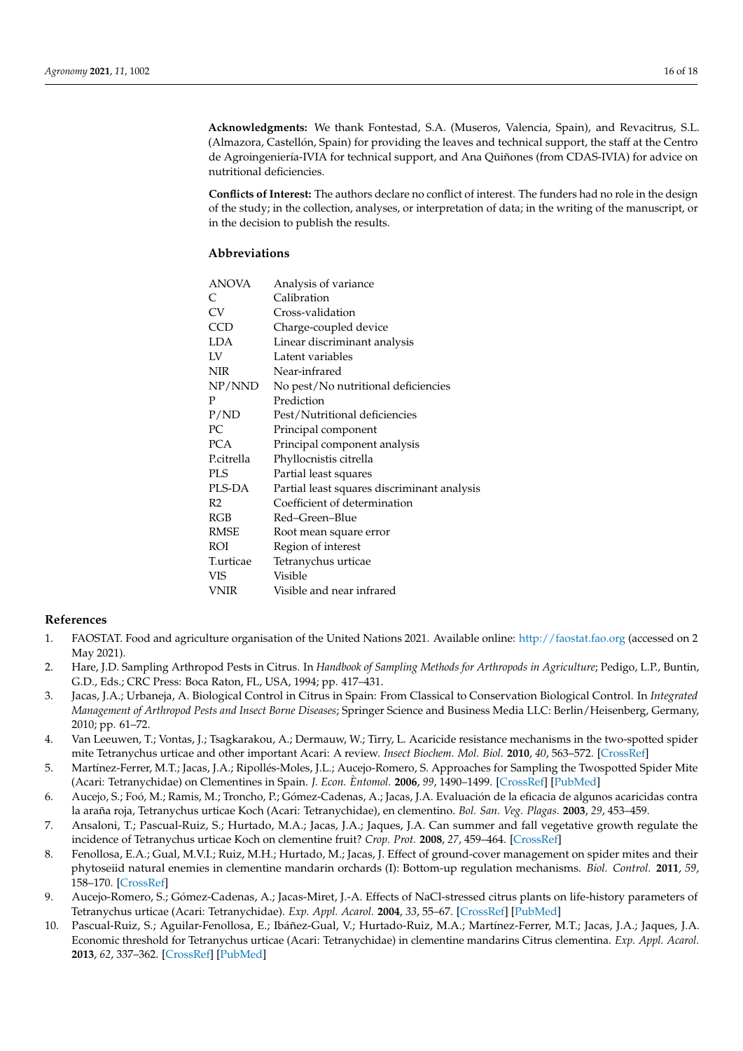**Acknowledgments:** We thank Fontestad, S.A. (Museros, Valencia, Spain), and Revacitrus, S.L. (Almazora, Castellón, Spain) for providing the leaves and technical support, the staff at the Centro de Agroingeniería-IVIA for technical support, and Ana Quiñones (from CDAS-IVIA) for advice on nutritional deficiencies.

**Conflicts of Interest:** The authors declare no conflict of interest. The funders had no role in the design of the study; in the collection, analyses, or interpretation of data; in the writing of the manuscript, or in the decision to publish the results.

## Abbreviations

| | |
|---|---|
| ANOVA | Analysis of variance |
| C | Calibration |
| CV | Cross-validation |
| CCD | Charge-coupled device |
| LDA | Linear discriminant analysis |
| LV | Latent variables |
| NIR | Near-infrared |
| NP/NND | No pest/No nutritional deficiencies |
| P | Prediction |
| P/ND | Pest/Nutritional deficiencies |
| PC | Principal component |
| PCA | Principal component analysis |
| P.citrella | Phyllocnistis citrella |
| PLS | Partial least squares |
| PLS-DA | Partial least squares discriminant analysis |
| R2 | Coefficient of determination |
| RGB | Red–Green–Blue |
| RMSE | Root mean square error |
| ROI | Region of interest |
| T.urticae | Tetranychus urticae |
| VIS | Visible |
| VNIR | Visible and near infrared |

## References

1. FAOSTAT. Food and agriculture organisation of the United Nations 2021. Available online: http://faostat.fao.org (accessed on 2 May 2021).
2. Hare, J.D. Sampling Arthropod Pests in Citrus. In *Handbook of Sampling Methods for Arthropods in Agriculture*; Pedigo, L.P., Buntin, G.D., Eds.; CRC Press: Boca Raton, FL, USA, 1994; pp. 417–431.
3. Jacas, J.A.; Urbaneja, A. Biological Control in Citrus in Spain: From Classical to Conservation Biological Control. In *Integrated Management of Arthropod Pests and Insect Borne Diseases*; Springer Science and Business Media LLC: Berlin/Heisenberg, Germany, 2010; pp. 61–72.
4. Van Leeuwen, T.; Vontas, J.; Tsagkarakou, A.; Dermauw, W.; Tirry, L. Acaricide resistance mechanisms in the two-spotted spider mite Tetranychus urticae and other important Acari: A review. *Insect Biochem. Mol. Biol.* **2010**, *40*, 563–572. [CrossRef]
5. Martínez-Ferrer, M.T.; Jacas, J.A.; Ripollés-Moles, J.L.; Aucejo-Romero, S. Approaches for Sampling the Twospotted Spider Mite (Acari: Tetranychidae) on Clementines in Spain. *J. Econ. Entomol.* **2006**, *99*, 1490–1499. [CrossRef] [PubMed]
6. Aucejo, S.; Foó, M.; Ramis, M.; Troncho, P.; Gómez-Cadenas, A.; Jacas, J.A. Evaluación de la eficacia de algunos acaricidas contra la araña roja, Tetranychus urticae Koch (Acari: Tetranychidae), en clementino. *Bol. San. Veg. Plagas.* **2003**, *29*, 453–459.
7. Ansaloni, T.; Pascual-Ruiz, S.; Hurtado, M.A.; Jacas, J.A.; Jaques, J.A. Can summer and fall vegetative growth regulate the incidence of Tetranychus urticae Koch on clementine fruit? *Crop. Prot.* **2008**, *27*, 459–464. [CrossRef]
8. Fenollosa, E.A.; Gual, M.V.I.; Ruiz, M.H.; Hurtado, M.; Jacas, J. Effect of ground-cover management on spider mites and their phytoseiid natural enemies in clementine mandarin orchards (I): Bottom-up regulation mechanisms. *Biol. Control.* **2011**, *59*, 158–170. [CrossRef]
9. Aucejo-Romero, S.; Gómez-Cadenas, A.; Jacas-Miret, J.-A. Effects of NaCl-stressed citrus plants on life-history parameters of Tetranychus urticae (Acari: Tetranychidae). *Exp. Appl. Acarol.* **2004**, *33*, 55–67. [CrossRef] [PubMed]
10. Pascual-Ruiz, S.; Aguilar-Fenollosa, E.; Ibáñez-Gual, V.; Hurtado-Ruiz, M.A.; Martínez-Ferrer, M.T.; Jacas, J.A.; Jaques, J.A. Economic threshold for Tetranychus urticae (Acari: Tetranychidae) in clementine mandarins Citrus clementina. *Exp. Appl. Acarol.* **2013**, *62*, 337–362. [CrossRef] [PubMed]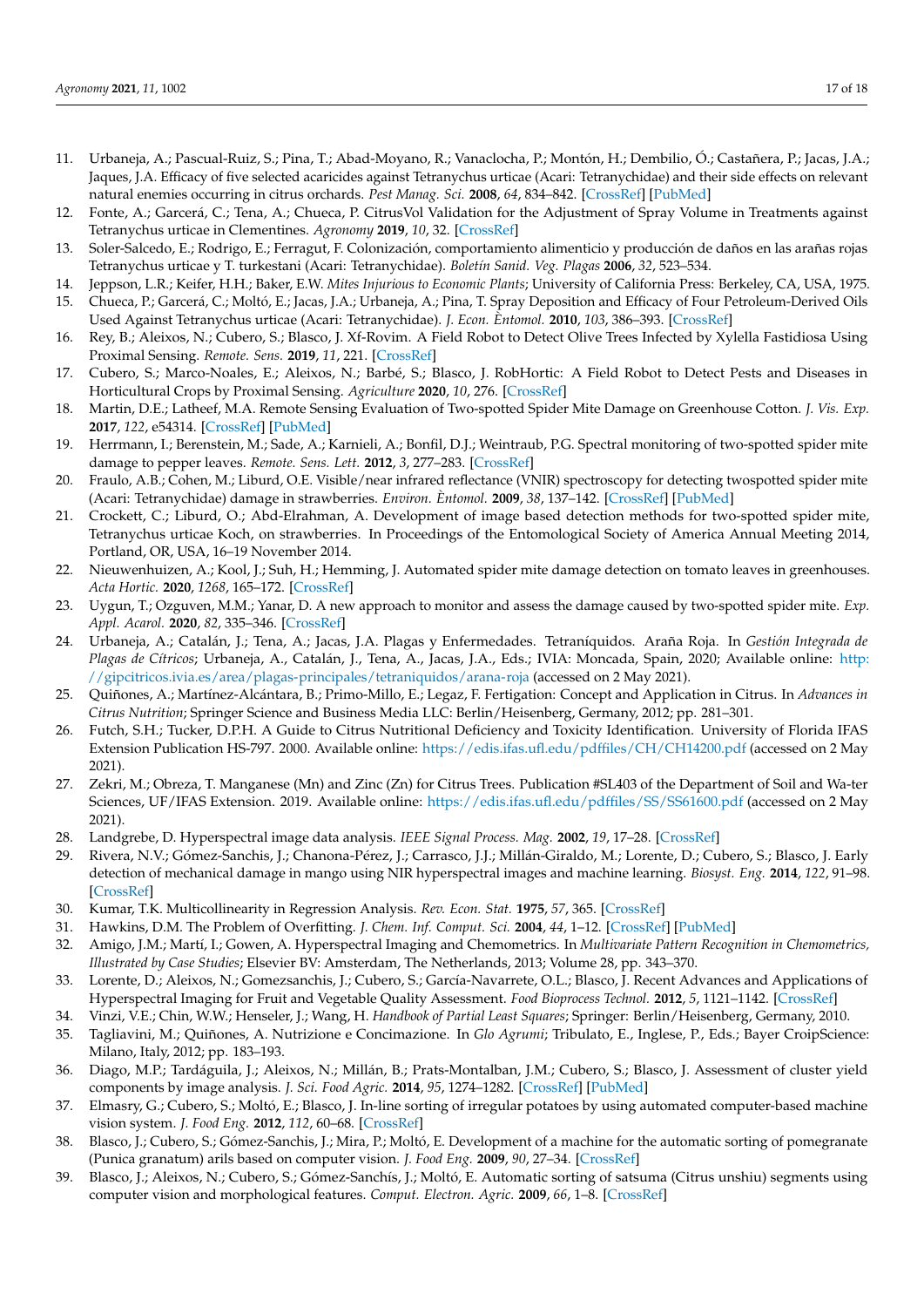11. Urbaneja, A.; Pascual-Ruiz, S.; Pina, T.; Abad-Moyano, R.; Vanaclocha, P.; Montón, H.; Dembilio, Ó.; Castañera, P.; Jacas, J.A.; Jaques, J.A. Efficacy of five selected acaricides against Tetranychus urticae (Acari: Tetranychidae) and their side effects on relevant natural enemies occurring in citrus orchards. *Pest Manag. Sci.* **2008**, *64*, 834–842. [CrossRef] [PubMed]
12. Fonte, A.; Garcerá, C.; Tena, A.; Chueca, P. CitrusVol Validation for the Adjustment of Spray Volume in Treatments against Tetranychus urticae in Clementines. *Agronomy* **2019**, *10*, 32. [CrossRef]
13. Soler-Salcedo, E.; Rodrigo, E.; Ferragut, F. Colonización, comportamiento alimenticio y producción de daños en las arañas rojas Tetranychus urticae y T. turkestani (Acari: Tetranychidae). *Boletín Sanid. Veg. Plagas* **2006**, *32*, 523–534.
14. Jeppson, L.R.; Keifer, H.H.; Baker, E.W. *Mites Injurious to Economic Plants*; University of California Press: Berkeley, CA, USA, 1975.
15. Chueca, P.; Garcerá, C.; Moltó, E.; Jacas, J.A.; Urbaneja, A.; Pina, T. Spray Deposition and Efficacy of Four Petroleum-Derived Oils Used Against Tetranychus urticae (Acari: Tetranychidae). *J. Econ. Entomol.* **2010**, *103*, 386–393. [CrossRef]
16. Rey, B.; Aleixos, N.; Cubero, S.; Blasco, J. Xf-Rovim. A Field Robot to Detect Olive Trees Infected by Xylella Fastidiosa Using Proximal Sensing. *Remote. Sens.* **2019**, *11*, 221. [CrossRef]
17. Cubero, S.; Marco-Noales, E.; Aleixos, N.; Barbé, S.; Blasco, J. RobHortic: A Field Robot to Detect Pests and Diseases in Horticultural Crops by Proximal Sensing. *Agriculture* **2020**, *10*, 276. [CrossRef]
18. Martin, D.E.; Latheef, M.A. Remote Sensing Evaluation of Two-spotted Spider Mite Damage on Greenhouse Cotton. *J. Vis. Exp.* **2017**, *122*, e54314. [CrossRef] [PubMed]
19. Herrmann, I.; Berenstein, M.; Sade, A.; Karnieli, A.; Bonfil, D.J.; Weintraub, P.G. Spectral monitoring of two-spotted spider mite damage to pepper leaves. *Remote. Sens. Lett.* **2012**, *3*, 277–283. [CrossRef]
20. Fraulo, A.B.; Cohen, M.; Liburd, O.E. Visible/near infrared reflectance (VNIR) spectroscopy for detecting twospotted spider mite (Acari: Tetranychidae) damage in strawberries. *Environ. Entomol.* **2009**, *38*, 137–142. [CrossRef] [PubMed]
21. Crockett, C.; Liburd, O.; Abd-Elrahman, A. Development of image based detection methods for two-spotted spider mite, Tetranychus urticae Koch, on strawberries. In Proceedings of the Entomological Society of America Annual Meeting 2014, Portland, OR, USA, 16–19 November 2014.
22. Nieuwenhuizen, A.; Kool, J.; Suh, H.; Hemming, J. Automated spider mite damage detection on tomato leaves in greenhouses. *Acta Hortic.* **2020**, *1268*, 165–172. [CrossRef]
23. Uygun, T.; Ozguven, M.M.; Yanar, D. A new approach to monitor and assess the damage caused by two-spotted spider mite. *Exp. Appl. Acarol.* **2020**, *82*, 335–346. [CrossRef]
24. Urbaneja, A.; Catalán, J.; Tena, A.; Jacas, J.A. Plagas y Enfermedades. Tetraníquidos. Araña Roja. In *Gestión Integrada de Plagas de Cítricos*; Urbaneja, A., Catalán, J., Tena, A., Jacas, J.A., Eds.; IVIA: Moncada, Spain, 2020; Available online: http://gipcitricos.ivia.es/area/plagas-principales/tetraniquidos/arana-roja (accessed on 2 May 2021).
25. Quiñones, A.; Martínez-Alcántara, B.; Primo-Millo, E.; Legaz, F. Fertigation: Concept and Application in Citrus. In *Advances in Citrus Nutrition*; Springer Science and Business Media LLC: Berlin/Heisenberg, Germany, 2012; pp. 281–301.
26. Futch, S.H.; Tucker, D.P.H. A Guide to Citrus Nutritional Deficiency and Toxicity Identification. University of Florida IFAS Extension Publication HS-797. 2000. Available online: https://edis.ifas.ufl.edu/pdffiles/CH/CH14200.pdf (accessed on 2 May 2021).
27. Zekri, M.; Obreza, T. Manganese (Mn) and Zinc (Zn) for Citrus Trees. Publication #SL403 of the Department of Soil and Wa-ter Sciences, UF/IFAS Extension. 2019. Available online: https://edis.ifas.ufl.edu/pdffiles/SS/SS61600.pdf (accessed on 2 May 2021).
28. Landgrebe, D. Hyperspectral image data analysis. *IEEE Signal Process. Mag.* **2002**, *19*, 17–28. [CrossRef]
29. Rivera, N.V.; Gómez-Sanchis, J.; Chanona-Pérez, J.; Carrasco, J.J.; Millán-Giraldo, M.; Lorente, D.; Cubero, S.; Blasco, J. Early detection of mechanical damage in mango using NIR hyperspectral images and machine learning. *Biosyst. Eng.* **2014**, *122*, 91–98. [CrossRef]
30. Kumar, T.K. Multicollinearity in Regression Analysis. *Rev. Econ. Stat.* **1975**, *57*, 365. [CrossRef]
31. Hawkins, D.M. The Problem of Overfitting. *J. Chem. Inf. Comput. Sci.* **2004**, *44*, 1–12. [CrossRef] [PubMed]
32. Amigo, J.M.; Martí, I.; Gowen, A. Hyperspectral Imaging and Chemometrics. In *Multivariate Pattern Recognition in Chemometrics, Illustrated by Case Studies*; Elsevier BV: Amsterdam, The Netherlands, 2013; Volume 28, pp. 343–370.
33. Lorente, D.; Aleixos, N.; Gomezsanchis, J.; Cubero, S.; García-Navarrete, O.L.; Blasco, J. Recent Advances and Applications of Hyperspectral Imaging for Fruit and Vegetable Quality Assessment. *Food Bioprocess Technol.* **2012**, *5*, 1121–1142. [CrossRef]
34. Vinzi, V.E.; Chin, W.W.; Henseler, J.; Wang, H. *Handbook of Partial Least Squares*; Springer: Berlin/Heisenberg, Germany, 2010.
35. Tagliavini, M.; Quiñones, A. Nutrizione e Concimazione. In *Glo Agrumi*; Tribulato, E., Inglese, P., Eds.; Bayer CroipScience: Milano, Italy, 2012; pp. 183–193.
36. Diago, M.P.; Tardáguila, J.; Aleixos, N.; Millán, B.; Prats-Montalban, J.M.; Cubero, S.; Blasco, J. Assessment of cluster yield components by image analysis. *J. Sci. Food Agric.* **2014**, *95*, 1274–1282. [CrossRef] [PubMed]
37. Elmasry, G.; Cubero, S.; Moltó, E.; Blasco, J. In-line sorting of irregular potatoes by using automated computer-based machine vision system. *J. Food Eng.* **2012**, *112*, 60–68. [CrossRef]
38. Blasco, J.; Cubero, S.; Gómez-Sanchis, J.; Mira, P.; Moltó, E. Development of a machine for the automatic sorting of pomegranate (Punica granatum) arils based on computer vision. *J. Food Eng.* **2009**, *90*, 27–34. [CrossRef]
39. Blasco, J.; Aleixos, N.; Cubero, S.; Gómez-Sanchís, J.; Moltó, E. Automatic sorting of satsuma (Citrus unshiu) segments using computer vision and morphological features. *Comput. Electron. Agric.* **2009**, *66*, 1–8. [CrossRef]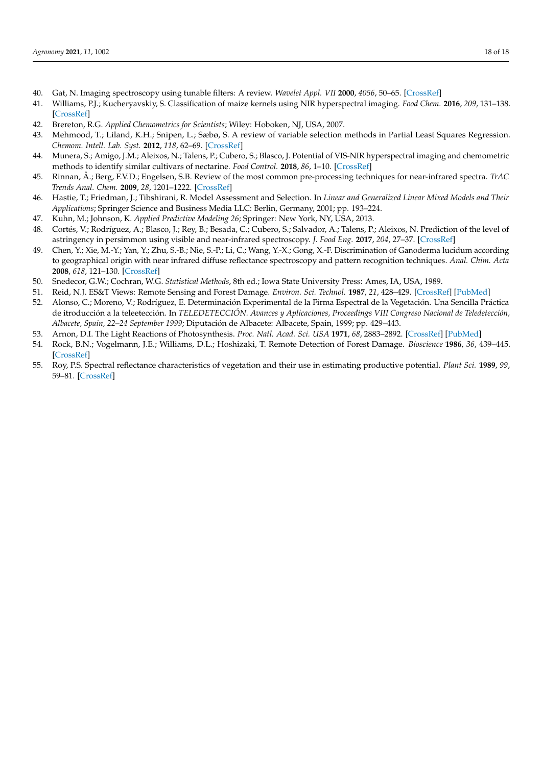40. Gat, N. Imaging spectroscopy using tunable filters: A review. *Wavelet Appl. VII* **2000**, *4056*, 50–65. [CrossRef]
41. Williams, P.J.; Kucheryavskiy, S. Classification of maize kernels using NIR hyperspectral imaging. *Food Chem.* **2016**, *209*, 131–138. [CrossRef]
42. Brereton, R.G. *Applied Chemometrics for Scientists*; Wiley: Hoboken, NJ, USA, 2007.
43. Mehmood, T.; Liland, K.H.; Snipen, L.; Sæbø, S. A review of variable selection methods in Partial Least Squares Regression. *Chemom. Intell. Lab. Syst.* **2012**, *118*, 62–69. [CrossRef]
44. Munera, S.; Amigo, J.M.; Aleixos, N.; Talens, P.; Cubero, S.; Blasco, J. Potential of VIS-NIR hyperspectral imaging and chemometric methods to identify similar cultivars of nectarine. *Food Control.* **2018**, *86*, 1–10. [CrossRef]
45. Rinnan, Å.; Berg, F.V.D.; Engelsen, S.B. Review of the most common pre-processing techniques for near-infrared spectra. *TrAC Trends Anal. Chem.* **2009**, *28*, 1201–1222. [CrossRef]
46. Hastie, T.; Friedman, J.; Tibshirani, R. Model Assessment and Selection. In *Linear and Generalized Linear Mixed Models and Their Applications*; Springer Science and Business Media LLC: Berlin, Germany, 2001; pp. 193–224.
47. Kuhn, M.; Johnson, K. *Applied Predictive Modeling 26*; Springer: New York, NY, USA, 2013.
48. Cortés, V.; Rodríguez, A.; Blasco, J.; Rey, B.; Besada, C.; Cubero, S.; Salvador, A.; Talens, P.; Aleixos, N. Prediction of the level of astringency in persimmon using visible and near-infrared spectroscopy. *J. Food Eng.* **2017**, *204*, 27–37. [CrossRef]
49. Chen, Y.; Xie, M.-Y.; Yan, Y.; Zhu, S.-B.; Nie, S.-P.; Li, C.; Wang, Y.-X.; Gong, X.-F. Discrimination of Ganoderma lucidum according to geographical origin with near infrared diffuse reflectance spectroscopy and pattern recognition techniques. *Anal. Chim. Acta* **2008**, *618*, 121–130. [CrossRef]
50. Snedecor, G.W.; Cochran, W.G. *Statistical Methods*, 8th ed.; Iowa State University Press: Ames, IA, USA, 1989.
51. Reid, N.J. ES&T Views: Remote Sensing and Forest Damage. *Environ. Sci. Technol.* **1987**, *21*, 428–429. [CrossRef] [PubMed]
52. Alonso, C.; Moreno, V.; Rodríguez, E. Determinación Experimental de la Firma Espectral de la Vegetación. Una Sencilla Práctica de itroducción a la teleetección. In *TELEDETECCIÓN. Avances y Aplicaciones, Proceedings VIII Congreso Nacional de Teledetección, Albacete, Spain, 22–24 September 1999*; Diputación de Albacete: Albacete, Spain, 1999; pp. 429–443.
53. Arnon, D.I. The Light Reactions of Photosynthesis. *Proc. Natl. Acad. Sci. USA* **1971**, *68*, 2883–2892. [CrossRef] [PubMed]
54. Rock, B.N.; Vogelmann, J.E.; Williams, D.L.; Hoshizaki, T. Remote Detection of Forest Damage. *Bioscience* **1986**, *36*, 439–445. [CrossRef]
55. Roy, P.S. Spectral reflectance characteristics of vegetation and their use in estimating productive potential. *Plant Sci.* **1989**, *99*, 59–81. [CrossRef]